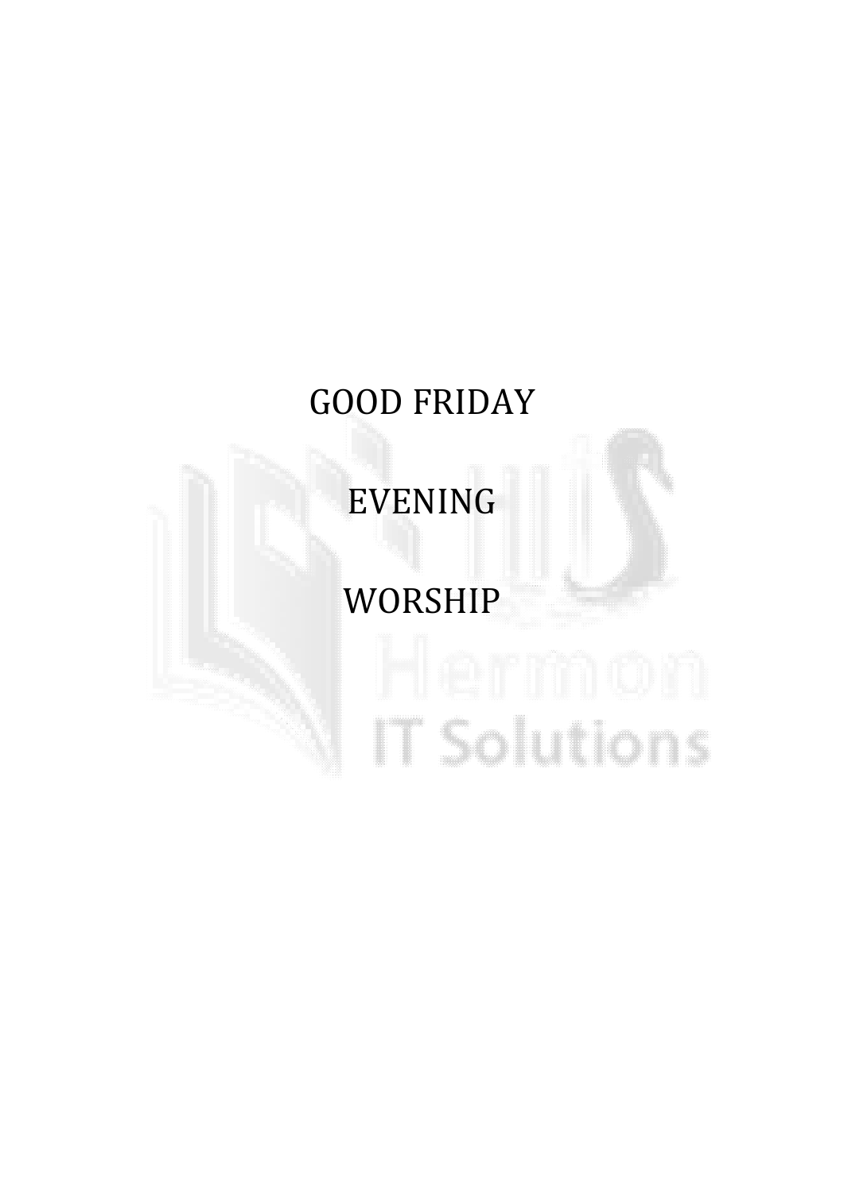# GOOD FRIDAY

# EVENING

# WORSHIP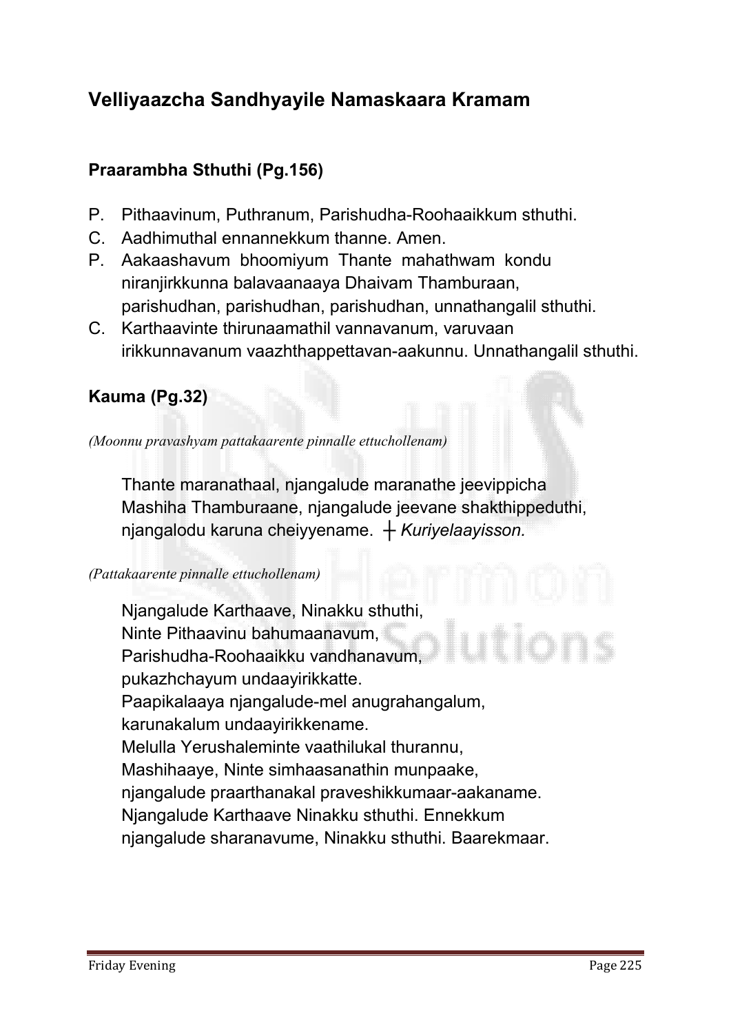## Velliyaazcha Sandhyayile Namaskaara Kramam

### Praarambha Sthuthi (Pg.156)

P. Pithaavinum, Puthranum, Parishudha-Roohaaikkum sthuthi.
C. Aadhimuthal ennannekkum thanne. Amen.
P. Aakaashavum bhoomiyum Thante mahathwam kondu niranjirkkunna balavaanaaya Dhaivam Thamburaan, parishudhan, parishudhan, parishudhan, unnathangalil sthuthi.
C. Karthaavinte thirunaamathil vannavanum, varuvaan irikkunnavanum vaazhthappettavan-aakunnu. Unnathangalil sthuthi.

### Kauma (Pg.32)

*(Moonnu pravashyam pattakaarente pinnalle ettuchollenam)*

Thante maranathaal, njangalude maranathe jeevippicha
Mashiha Thamburaane, njangalude jeevane shakthippeduthi,
njangalodu karuna cheiyyename. ┼ *Kuriyelaayisson.*

*(Pattakaarente pinnalle ettuchollenam)*

Njangalude Karthaave, Ninakku sthuthi,
Ninte Pithaavinu bahumaanavum,
Parishudha-Roohaaikku vandhanavum,
pukazhchayum undaayirikkatte.
Paapikalaaya njangalude-mel anugrahangalum,
karunakalum undaayirikkename.
Melulla Yerushaleminte vaathilukal thurannu,
Mashihaaye, Ninte simhaasanathin munpaake,
njangalude praarthanakal praveshikkumaar-aakaname.
Njangalude Karthaave Ninakku sthuthi. Ennekkum
njangalude sharanavume, Ninakku sthuthi. Baarekmaar.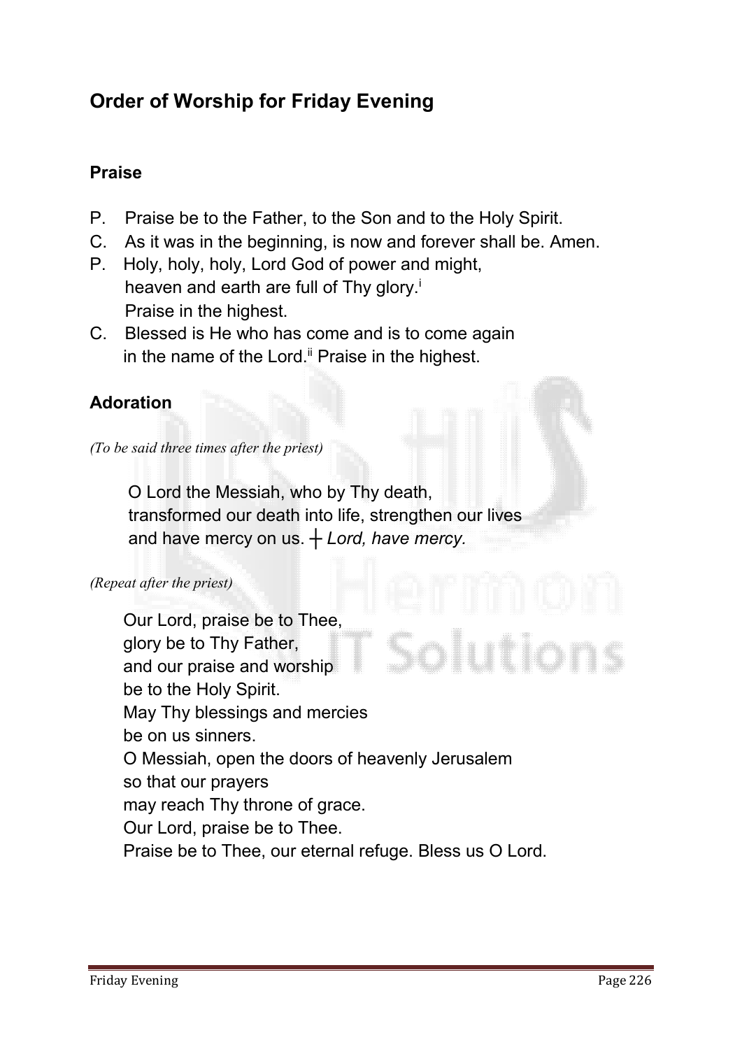## Order of Worship for Friday Evening

### Praise

P. Praise be to the Father, to the Son and to the Holy Spirit.
C. As it was in the beginning, is now and forever shall be. Amen.
P. Holy, holy, holy, Lord God of power and might,
heaven and earth are full of Thy glory.[i]
Praise in the highest.
C. Blessed is He who has come and is to come again
in the name of the Lord.[ii] Praise in the highest.

### Adoration

*(To be said three times after the priest)*

O Lord the Messiah, who by Thy death,
transformed our death into life, strengthen our lives
and have mercy on us. ┼ *Lord, have mercy.*

*(Repeat after the priest)*

Our Lord, praise be to Thee,
glory be to Thy Father,
and our praise and worship
be to the Holy Spirit.
May Thy blessings and mercies
be on us sinners.
O Messiah, open the doors of heavenly Jerusalem
so that our prayers
may reach Thy throne of grace.
Our Lord, praise be to Thee.
Praise be to Thee, our eternal refuge. Bless us O Lord.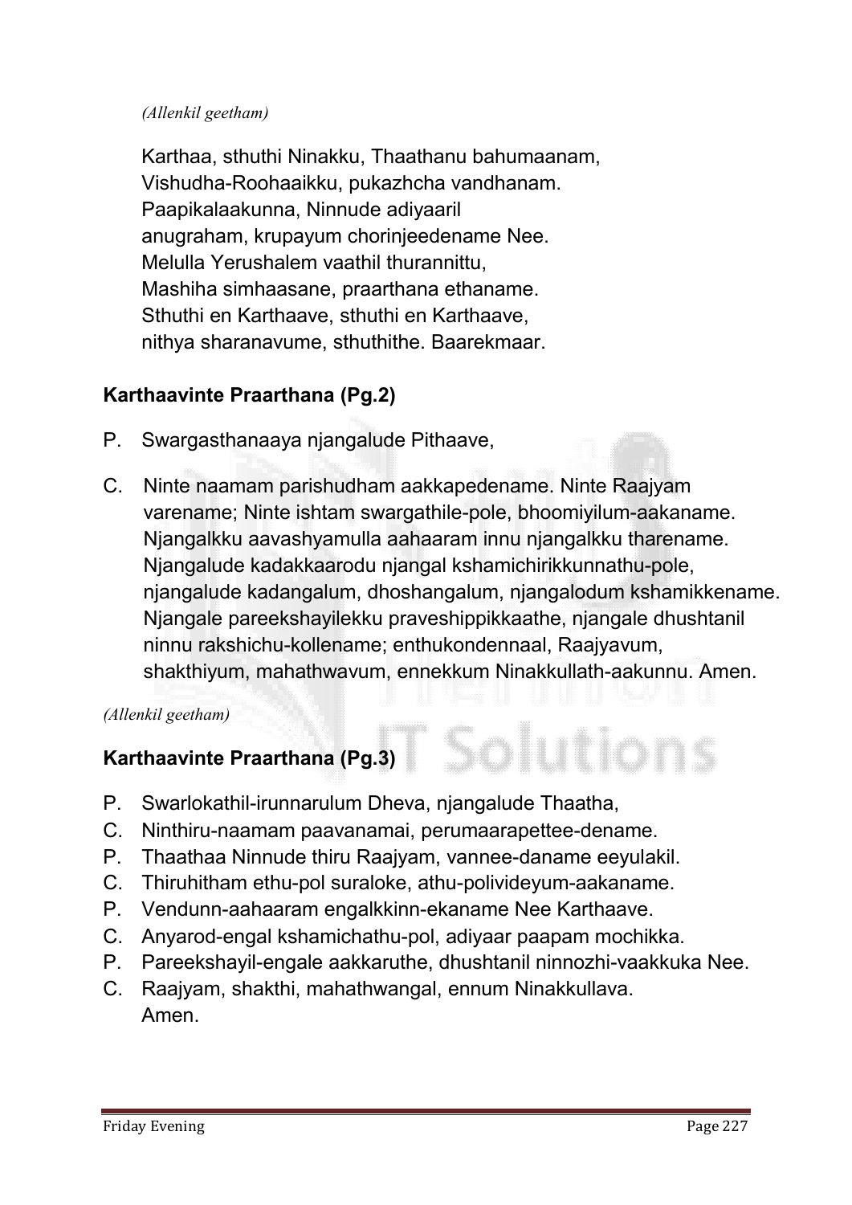*(Allenkil geetham)*

Karthaa, sthuthi Ninakku, Thaathanu bahumaanam,
Vishudha-Roohaaikku, pukazhcha vandhanam.
Paapikalaakunna, Ninnude adiyaaril
anugraham, krupayum chorinjeedename Nee.
Melulla Yerushalem vaathil thurannittu,
Mashiha simhaasane, praarthana ethaname.
Sthuthi en Karthaave, sthuthi en Karthaave,
nithya sharanavume, sthuthithe. Baarekmaar.

### Karthaavinte Praarthana (Pg.2)

P. Swargasthanaaya njangalude Pithaave,

C. Ninte naamam parishudham aakkapedename. Ninte Raajyam varename; Ninte ishtam swargathile-pole, bhoomiyilum-aakaname. Njangalkku aavashyamulla aahaaram innu njangalkku tharename. Njangalude kadakkaarodu njangal kshamichirikkunnathu-pole, njangalude kadangalum, dhoshangalum, njangalodum kshamikkename. Njangale pareekshayilekku praveshippikkaathe, njangale dhushtanil ninnu rakshichu-kollename; enthukondennaal, Raajyavum, shakthiyum, mahathwavum, ennekkum Ninakkullath-aakunnu. Amen.

*(Allenkil geetham)*

### Karthaavinte Praarthana (Pg.3)

P. Swarlokathil-irunnarulum Dheva, njangalude Thaatha,
C. Ninthiru-naamam paavanamai, perumaarapettee-dename.
P. Thaathaa Ninnude thiru Raajyam, vannee-daname eeyulakil.
C. Thiruhitham ethu-pol suraloke, athu-polivideyum-aakaname.
P. Vendunn-aahaaram engalkkinn-ekaname Nee Karthaave.
C. Anyarod-engal kshamichathu-pol, adiyaar paapam mochikka.
P. Pareekshayil-engale aakkaruthe, dhushtanil ninnozhi-vaakkuka Nee.
C. Raajyam, shakthi, mahathwangal, ennum Ninakkullava.
Amen.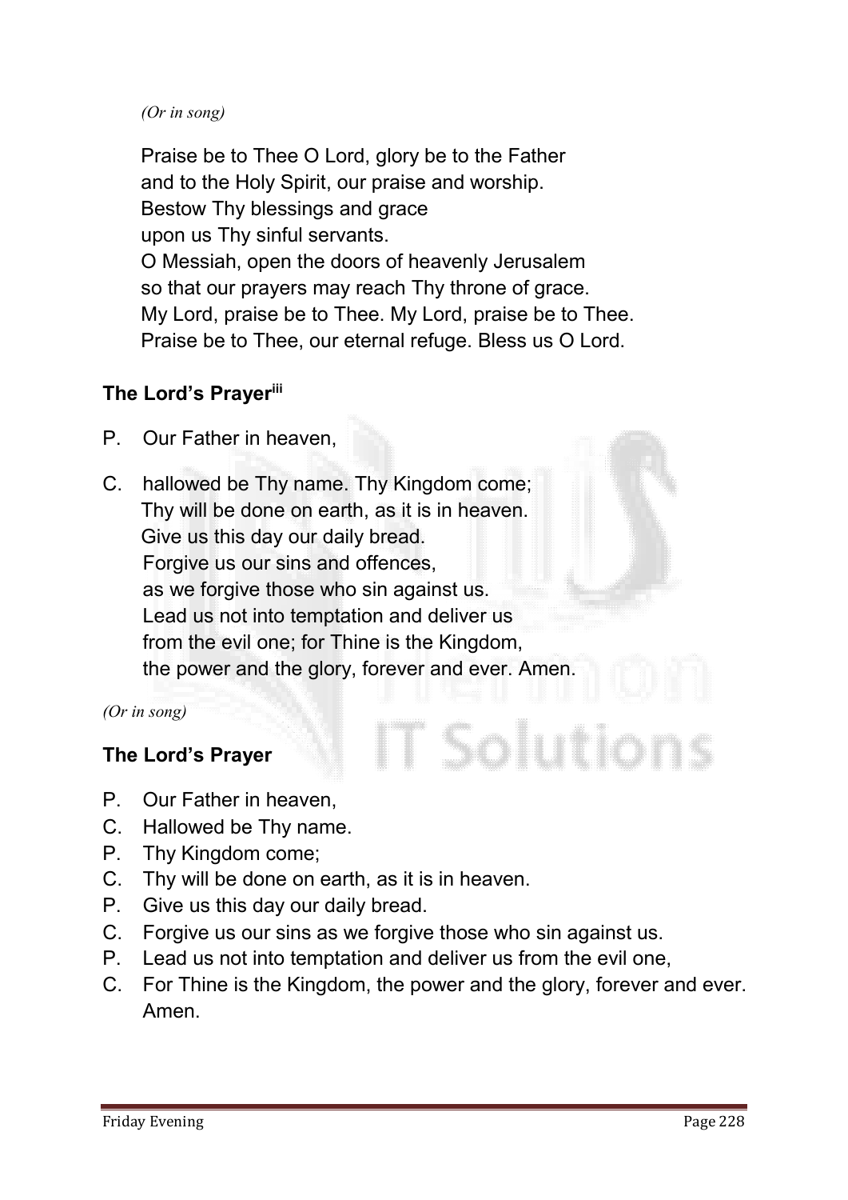*(Or in song)*

Praise be to Thee O Lord, glory be to the Father
and to the Holy Spirit, our praise and worship.
Bestow Thy blessings and grace
upon us Thy sinful servants.
O Messiah, open the doors of heavenly Jerusalem
so that our prayers may reach Thy throne of grace.
My Lord, praise be to Thee. My Lord, praise be to Thee.
Praise be to Thee, our eternal refuge. Bless us O Lord.

**The Lord's Prayer**[iii]

P. Our Father in heaven,

C. hallowed be Thy name. Thy Kingdom come;
Thy will be done on earth, as it is in heaven.
Give us this day our daily bread.
Forgive us our sins and offences,
as we forgive those who sin against us.
Lead us not into temptation and deliver us
from the evil one; for Thine is the Kingdom,
the power and the glory, forever and ever. Amen.

*(Or in song)*

**The Lord's Prayer**

P. Our Father in heaven,
C. Hallowed be Thy name.
P. Thy Kingdom come;
C. Thy will be done on earth, as it is in heaven.
P. Give us this day our daily bread.
C. Forgive us our sins as we forgive those who sin against us.
P. Lead us not into temptation and deliver us from the evil one,
C. For Thine is the Kingdom, the power and the glory, forever and ever. Amen.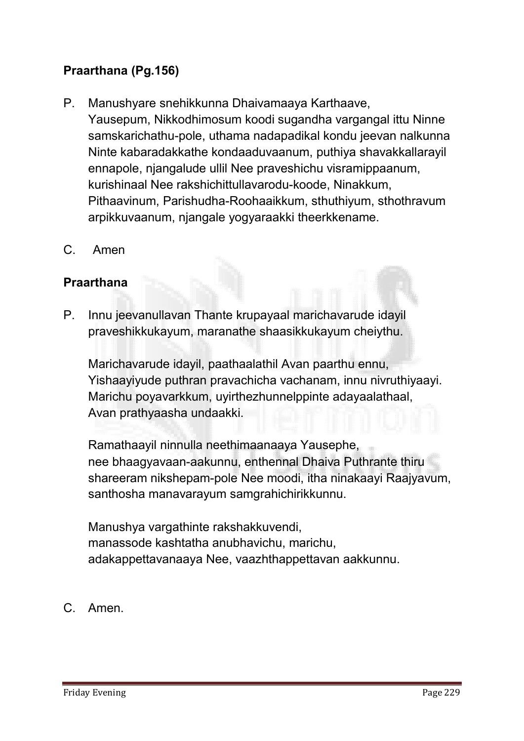**Praarthana (Pg.156)**

P. Manushyare snehikkunna Dhaivamaaya Karthaave, Yausepum, Nikkodhimosum koodi sugandha vargangal ittu Ninne samskarichathu-pole, uthama nadapadikal kondu jeevan nalkunna Ninte kabaradakkathe kondaaduvaanum, puthiya shavakkallarayil ennapole, njangalude ullil Nee praveshichu visramippaanum, kurishinaal Nee rakshichittullavarodu-koode, Ninakkum, Pithaavinum, Parishudha-Roohaaikkum, sthuthiyum, sthothravum arpikkuvaanum, njangale yogyaraakki theerkkename.

C. Amen

**Praarthana**

P. Innu jeevanullavan Thante krupayaal marichavarude idayil praveshikkukayum, maranathe shaasikkukayum cheiythu.

Marichavarude idayil, paathaalathil Avan paarthu ennu, Yishaayiyude puthran pravachicha vachanam, innu nivruthiyaayi. Marichu poyavarkkum, uyirthezhunnelppinte adayaalathaal, Avan prathyaasha undaakki.

Ramathaayil ninnulla neethimaanaaya Yausephe, nee bhaagyavaan-aakunnu, enthennal Dhaiva Puthrante thiru shareeram nikshepam-pole Nee moodi, itha ninakaayi Raajyavum, santhosha manavarayum samgrahichirikkunnu.

Manushya vargathinte rakshakkuvendi, manassode kashtatha anubhavichu, marichu, adakappettavanaaya Nee, vaazhthappettavan aakkunnu.

C. Amen.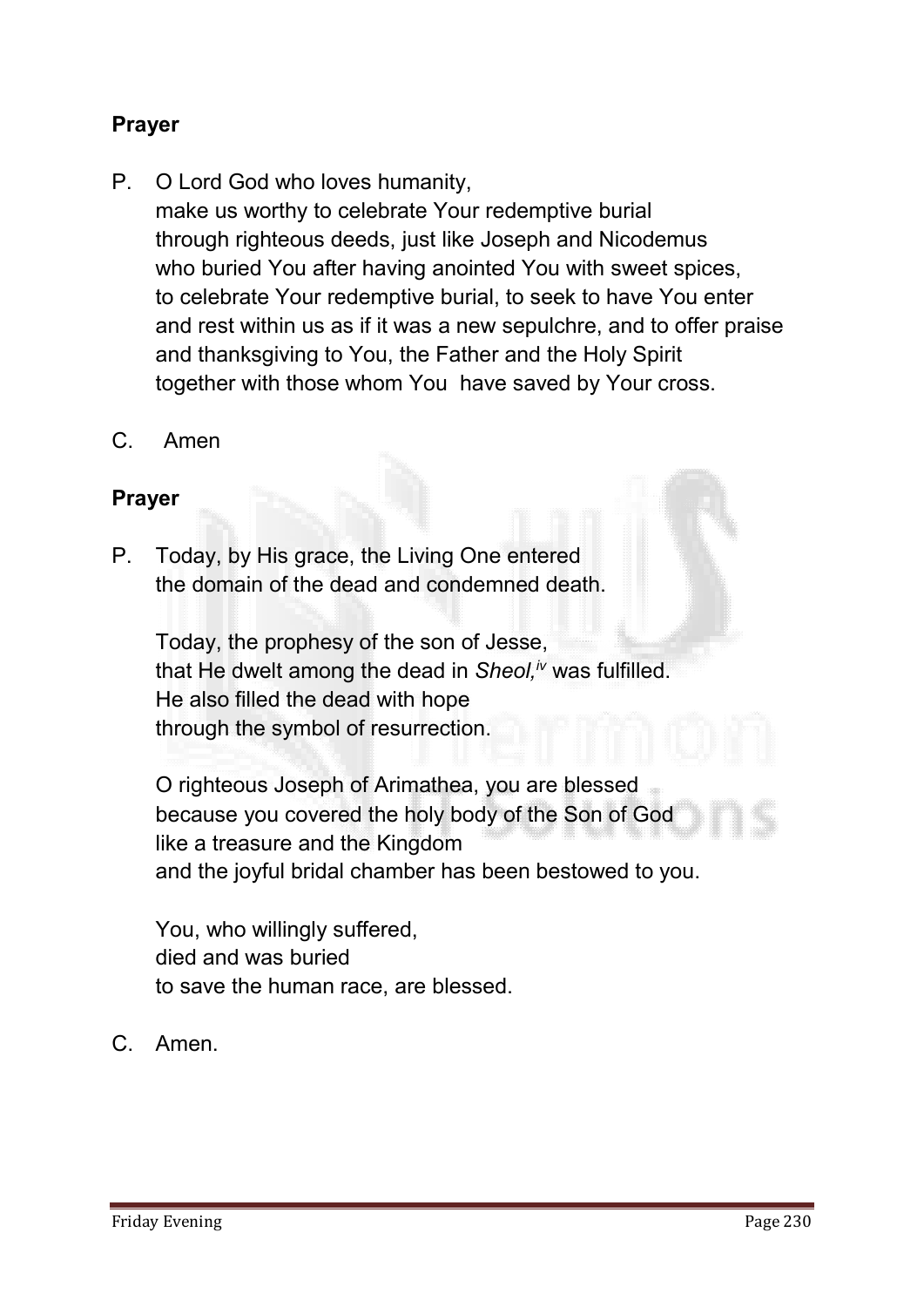**Prayer**

P. O Lord God who loves humanity,
make us worthy to celebrate Your redemptive burial
through righteous deeds, just like Joseph and Nicodemus
who buried You after having anointed You with sweet spices,
to celebrate Your redemptive burial, to seek to have You enter
and rest within us as if it was a new sepulchre, and to offer praise
and thanksgiving to You, the Father and the Holy Spirit
together with those whom You  have saved by Your cross.

C. Amen

**Prayer**

P. Today, by His grace, the Living One entered
the domain of the dead and condemned death.

Today, the prophesy of the son of Jesse,
that He dwelt among the dead in *Sheol,*[iv] was fulfilled.
He also filled the dead with hope
through the symbol of resurrection.

O righteous Joseph of Arimathea, you are blessed
because you covered the holy body of the Son of God
like a treasure and the Kingdom
and the joyful bridal chamber has been bestowed to you.

You, who willingly suffered,
died and was buried
to save the human race, are blessed.

C. Amen.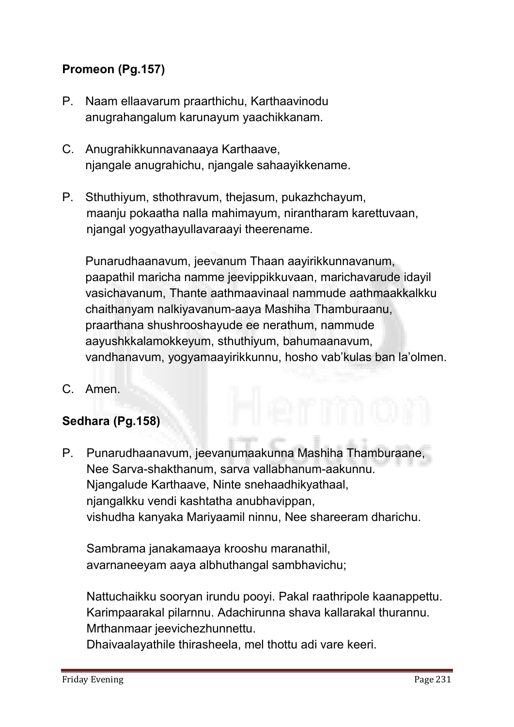**Promeon (Pg.157)**

P. Naam ellaavarum praarthichu, Karthaavinodu anugrahangalum karunayum yaachikkanam.

C. Anugrahikkunnavanaaya Karthaave, njangale anugrahichu, njangale sahaayikkename.

P. Sthuthiyum, sthothravum, thejasum, pukazhchayum, maanju pokaatha nalla mahimayum, nirantharam karettuvaan, njangal yogyathayullavaraayi theerename.

Punarudhaanavum, jeevanum Thaan aayirikkunnavanum, paapathil maricha namme jeevippikkuvaan, marichavarude idayil vasichavanum, Thante aathmaavinaal nammude aathmaakkalkku chaithanyam nalkiyavanum-aaya Mashiha Thamburaanu, praarthana shushrooshayude ee nerathum, nammude aayushkkalamokkeyum, sthuthiyum, bahumaanavum, vandhanavum, yogyamaayirikkunnu, hosho vab'kulas ban la'olmen.

C. Amen.

**Sedhara (Pg.158)**

P. Punarudhaanavum, jeevanumaakunna Mashiha Thamburaane, Nee Sarva-shakthanum, sarva vallabhanum-aakunnu. Njangalude Karthaave, Ninte snehaadhikyathaal, njangalkku vendi kashtatha anubhavippan, vishudha kanyaka Mariyaamil ninnu, Nee shareeram dharichu.

Sambrama janakamaaya krooshu maranathil, avarnaneeyam aaya albhuthangal sambhavichu;

Nattuchaikku sooryan irundu pooyi. Pakal raathripole kaanappettu. Karimpaarakal pilarnnu. Adachirunna shava kallarakal thurannu. Mrthanmaar jeevichezhunnettu.
Dhaivaalayathile thirasheela, mel thottu adi vare keeri.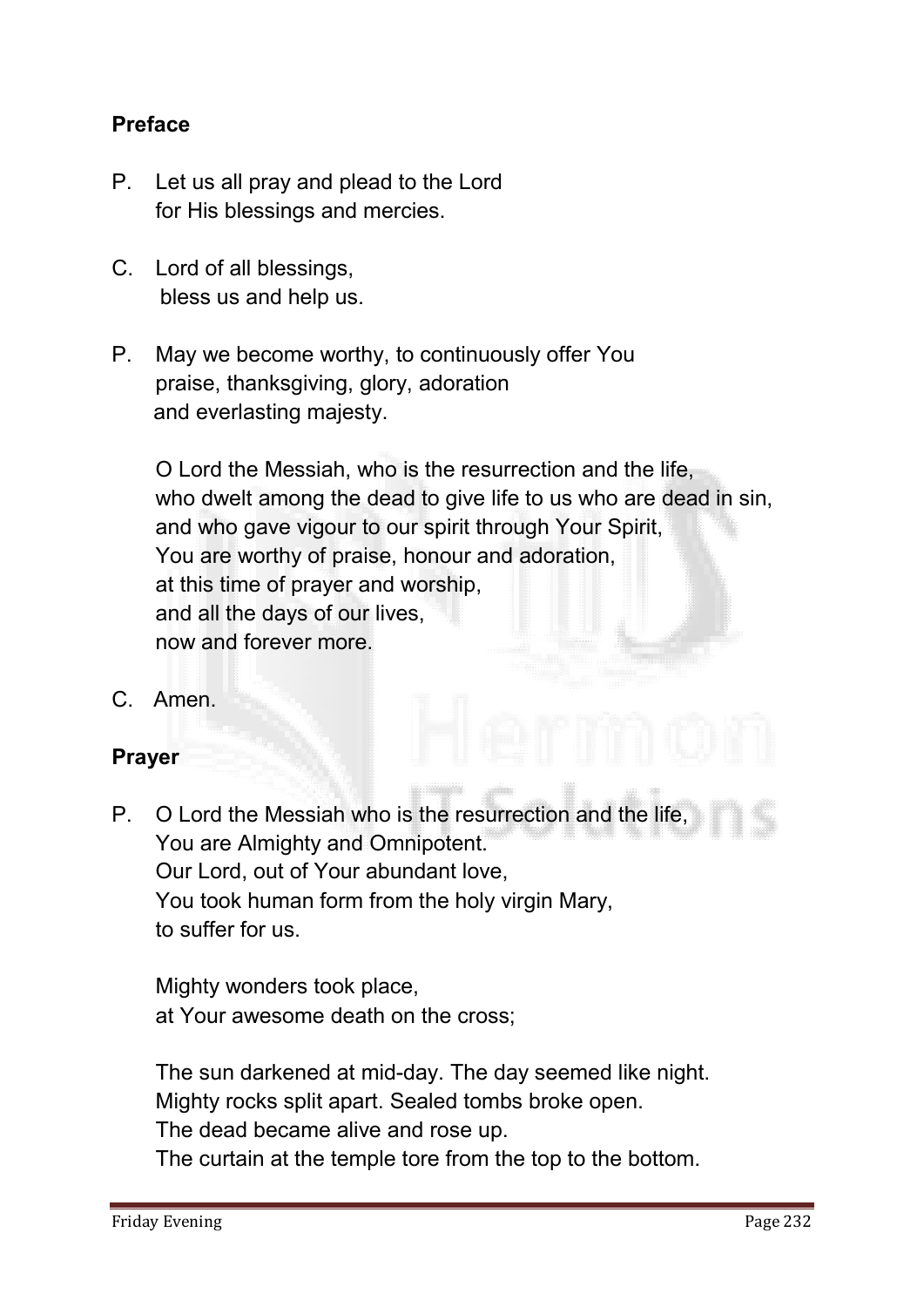**Preface**

P. Let us all pray and plead to the Lord
for His blessings and mercies.

C. Lord of all blessings,
bless us and help us.

P. May we become worthy, to continuously offer You
praise, thanksgiving, glory, adoration
and everlasting majesty.

O Lord the Messiah, who is the resurrection and the life,
who dwelt among the dead to give life to us who are dead in sin,
and who gave vigour to our spirit through Your Spirit,
You are worthy of praise, honour and adoration,
at this time of prayer and worship,
and all the days of our lives,
now and forever more.

C. Amen.

**Prayer**

P. O Lord the Messiah who is the resurrection and the life,
You are Almighty and Omnipotent.
Our Lord, out of Your abundant love,
You took human form from the holy virgin Mary,
to suffer for us.

Mighty wonders took place,
at Your awesome death on the cross;

The sun darkened at mid-day. The day seemed like night.
Mighty rocks split apart. Sealed tombs broke open.
The dead became alive and rose up.
The curtain at the temple tore from the top to the bottom.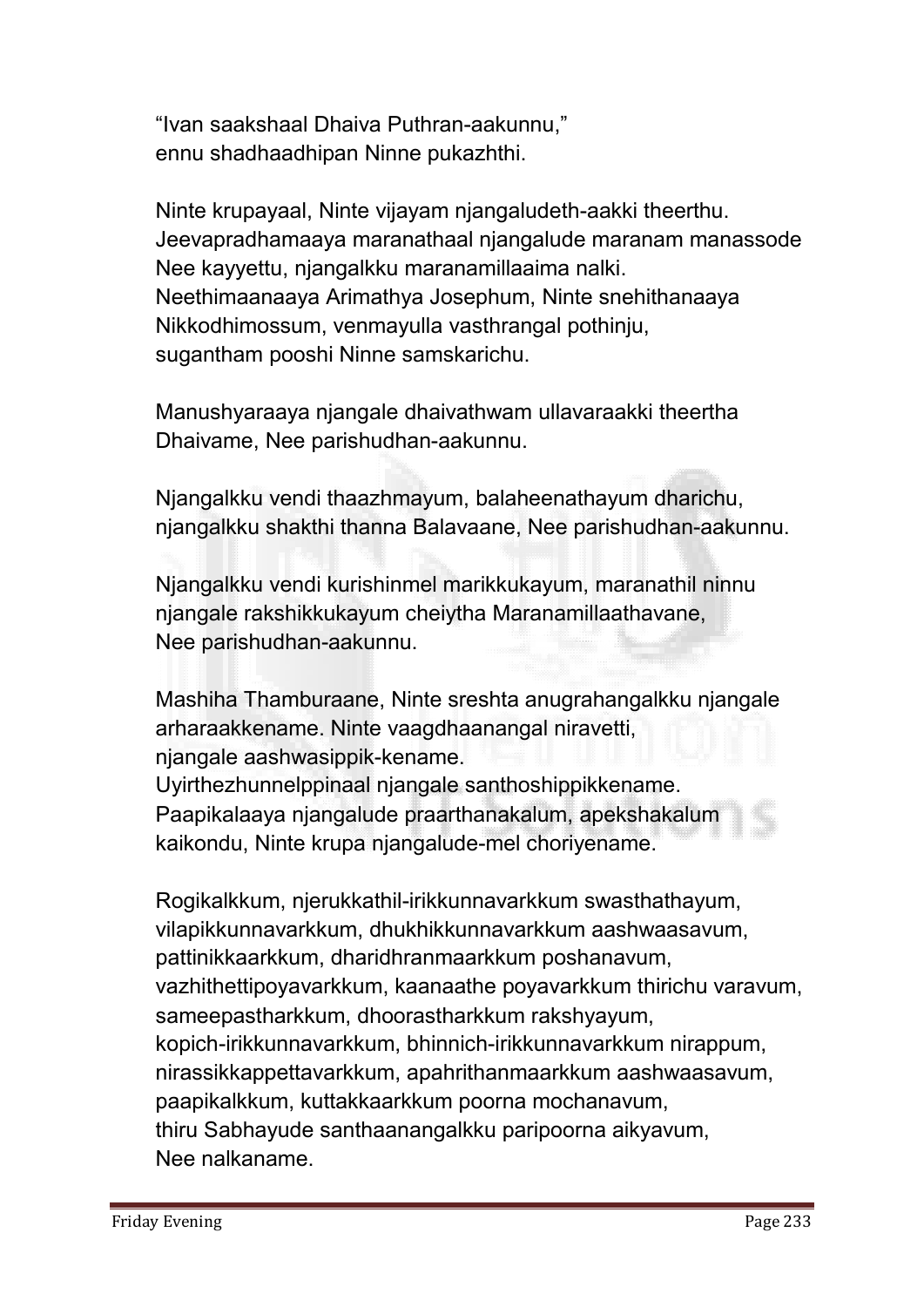"Ivan saakshaal Dhaiva Puthran-aakunnu,"
ennu shadhaadhipan Ninne pukazhthi.

Ninte krupayaal, Ninte vijayam njangaludeth-aakki theerthu.
Jeevapradhamaaya maranathaal njangalude maranam manassode
Nee kayyettu, njangalkku maranamillaaima nalki.
Neethimaanaaya Arimathya Josephum, Ninte snehithanaaya
Nikkodhimossum, venmayulla vasthrangal pothinju,
sugantham pooshi Ninne samskarichu.

Manushyaraaya njangale dhaivathwam ullavaraakki theertha
Dhaivame, Nee parishudhan-aakunnu.

Njangalkku vendi thaazhmayum, balaheenathayum dharichu,
njangalkku shakthi thanna Balavaane, Nee parishudhan-aakunnu.

Njangalkku vendi kurishinmel marikkukayum, maranathil ninnu
njangale rakshikkukayum cheiytha Maranamillaathavane,
Nee parishudhan-aakunnu.

Mashiha Thamburaane, Ninte sreshta anugrahangalkku njangale
arharaakkename. Ninte vaagdhaanangal niravetti,
njangale aashwasippik-kename.
Uyirthezhunnelppinaal njangale santhoshippikkename.
Paapikalaaya njangalude praarthanakalum, apekshakalum
kaikondu, Ninte krupa njangalude-mel choriyename.

Rogikalkkum, njerukkathil-irikkunnavarkkum swasthathayum,
vilapikkunnavarkkum, dhukhikkunnavarkkum aashwaasavum,
pattinikkaarkkum, dharidhranmaarkkum poshanavum,
vazhithettipoyavarkkum, kaanaathe poyavarkkum thirichu varavum,
sameepastharkkum, dhoorastharkkum rakshyayum,
kopich-irikkunnavarkkum, bhinnich-irikkunnavarkkum nirappum,
nirassikkappettavarkkum, apahrithanmaarkkum aashwaasavum,
paapikalkkum, kuttakkaarkkum poorna mochanavum,
thiru Sabhayude santhaanangalkku paripoorna aikyavum,
Nee nalkaname.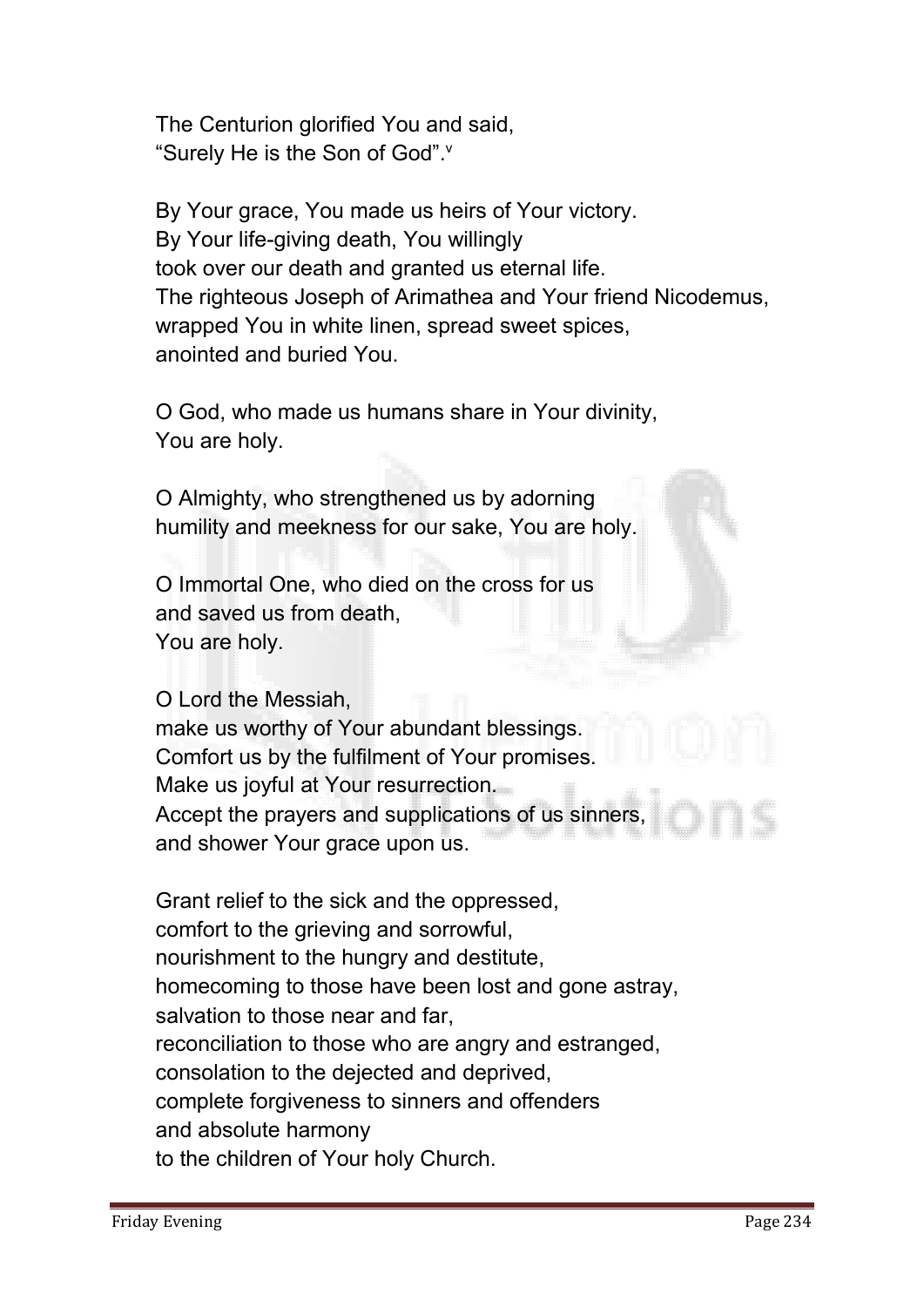The Centurion glorified You and said,
"Surely He is the Son of God".[v]

By Your grace, You made us heirs of Your victory.
By Your life-giving death, You willingly
took over our death and granted us eternal life.
The righteous Joseph of Arimathea and Your friend Nicodemus,
wrapped You in white linen, spread sweet spices,
anointed and buried You.

O God, who made us humans share in Your divinity,
You are holy.

O Almighty, who strengthened us by adorning
humility and meekness for our sake, You are holy.

O Immortal One, who died on the cross for us
and saved us from death,
You are holy.

O Lord the Messiah,
make us worthy of Your abundant blessings.
Comfort us by the fulfilment of Your promises.
Make us joyful at Your resurrection.
Accept the prayers and supplications of us sinners,
and shower Your grace upon us.

Grant relief to the sick and the oppressed,
comfort to the grieving and sorrowful,
nourishment to the hungry and destitute,
homecoming to those have been lost and gone astray,
salvation to those near and far,
reconciliation to those who are angry and estranged,
consolation to the dejected and deprived,
complete forgiveness to sinners and offenders
and absolute harmony
to the children of Your holy Church.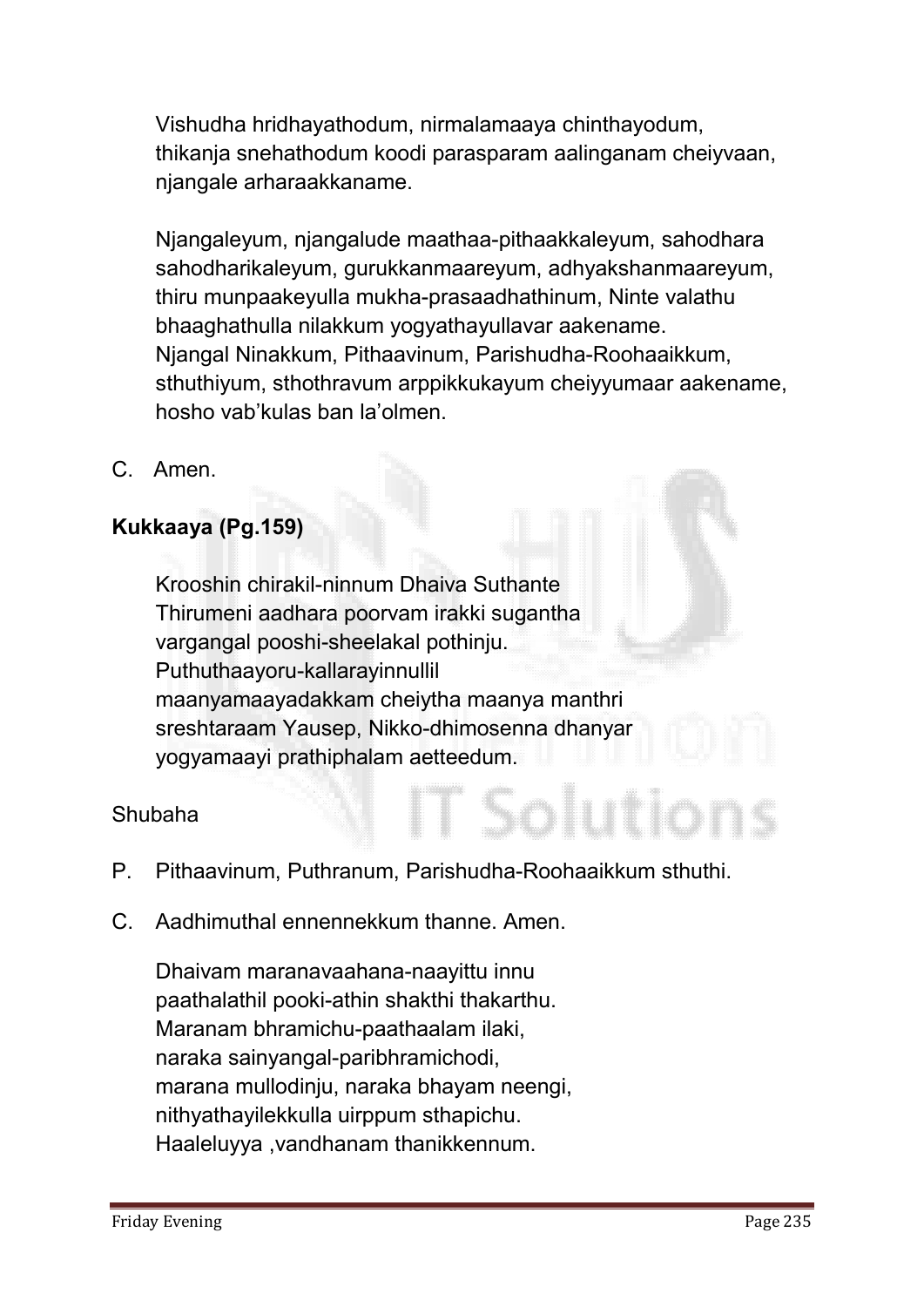Vishudha hridhayathodum, nirmalamaaya chinthayodum, thikanja snehathodum koodi parasparam aalinganam cheiyvaan, njangale arharaakkaname.

Njangaleyum, njangalude maathaa-pithaakkaleyum, sahodhara sahodharikaleyum, gurukkanmaareyum, adhyakshanmaareyum, thiru munpaakeyulla mukha-prasaadhathinum, Ninte valathu bhaaghathulla nilakkum yogyathayullavar aakename.
Njangal Ninakkum, Pithaavinum, Parishudha-Roohaaikkum, sthuthiyum, sthothravum arppikkukayum cheiyyumaar aakename, hosho vab'kulas ban la'olmen.

C. Amen.

**Kukkaaya (Pg.159)**

Krooshin chirakil-ninnum Dhaiva Suthante
Thirumeni aadhara poorvam irakki sugantha
vargangal pooshi-sheelakal pothinju.
Puthuthaayoru-kallarayinnullil
maanyamaayadakkam cheiytha maanya manthri
sreshtaraam Yausep, Nikko-dhimosenna dhanyar
yogyamaayi prathiphalam aetteedum.

Shubaha

P. Pithaavinum, Puthranum, Parishudha-Roohaaikkum sthuthi.

C. Aadhimuthal ennennekkum thanne. Amen.

Dhaivam maranavaahana-naayittu innu
paathalathil pooki-athin shakthi thakarthu.
Maranam bhramichu-paathaalam ilaki,
naraka sainyangal-paribhramichodi,
marana mullodinju, naraka bhayam neengi,
nithyathayilekkulla uirppum sthapichu.
Haaleluyya ,vandhanam thanikkennum.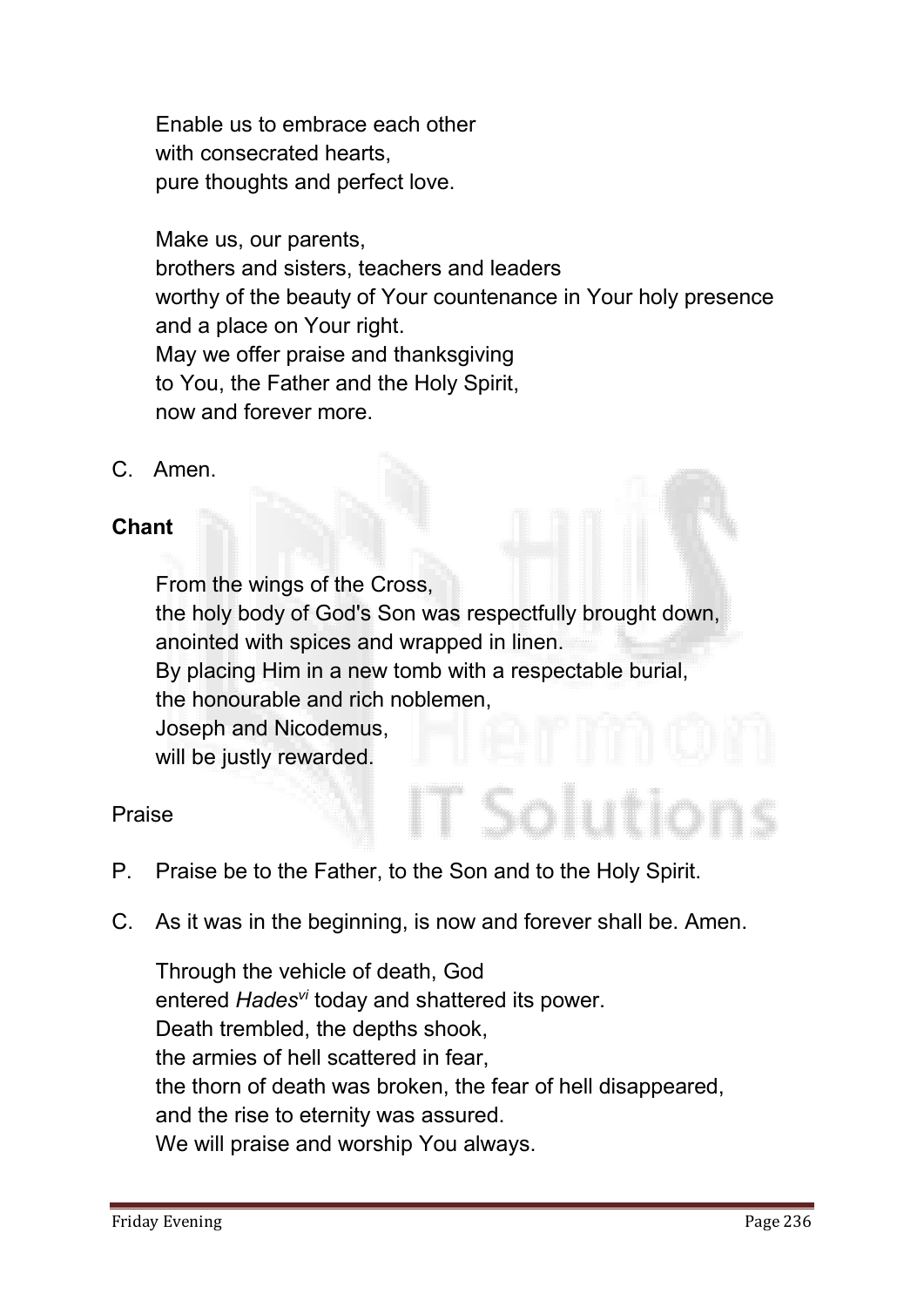Enable us to embrace each other
with consecrated hearts,
pure thoughts and perfect love.

Make us, our parents,
brothers and sisters, teachers and leaders
worthy of the beauty of Your countenance in Your holy presence
and a place on Your right.
May we offer praise and thanksgiving
to You, the Father and the Holy Spirit,
now and forever more.

C. Amen.

**Chant**

From the wings of the Cross,
the holy body of God's Son was respectfully brought down,
anointed with spices and wrapped in linen.
By placing Him in a new tomb with a respectable burial,
the honourable and rich noblemen,
Joseph and Nicodemus,
will be justly rewarded.

Praise

P. Praise be to the Father, to the Son and to the Holy Spirit.

C. As it was in the beginning, is now and forever shall be. Amen.

Through the vehicle of death, God
entered *Hades*[vi] today and shattered its power.
Death trembled, the depths shook,
the armies of hell scattered in fear,
the thorn of death was broken, the fear of hell disappeared,
and the rise to eternity was assured.
We will praise and worship You always.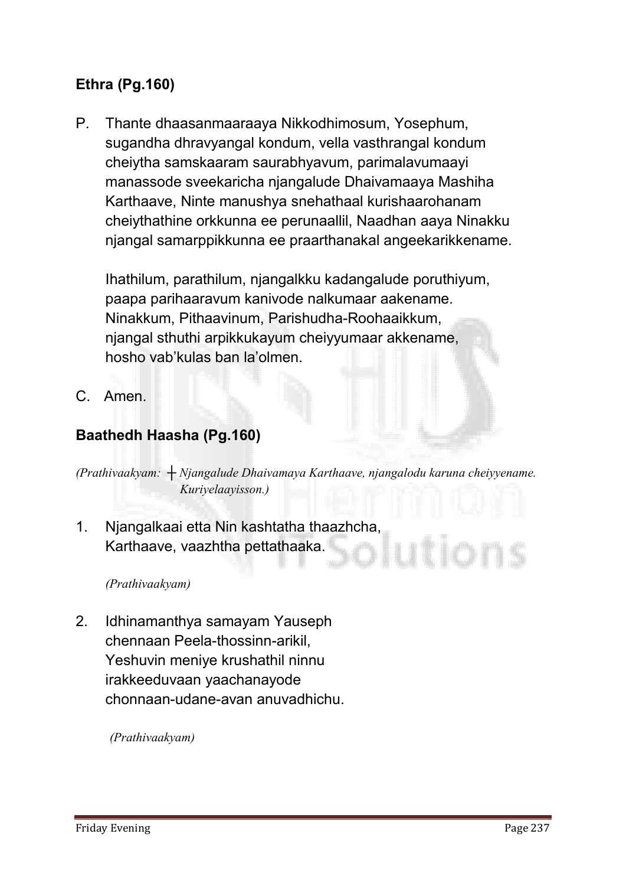### Ethra (Pg.160)

P. Thante dhaasanmaaraaya Nikkodhimosum, Yosephum, sugandha dhravyangal kondum, vella vasthrangal kondum cheiytha samskaaram saurabhyavum, parimalavumaayi manassode sveekaricha njangalude Dhaivamaaya Mashiha Karthaave, Ninte manushya snehathaal kurishaarohanam cheiythathine orkkunna ee perunaallil, Naadhan aaya Ninakku njangal samarppikkunna ee praarthanakal angeekarikkename.

Ihathilum, parathilum, njangalkku kadangalude poruthiyum, paapa parihaaravum kanivode nalkumaar aakename. Ninakkum, Pithaavinum, Parishudha-Roohaaikkum, njangal sthuthi arpikkukayum cheiyyumaar akkename, hosho vab'kulas ban la'olmen.

C. Amen.

### Baathedh Haasha (Pg.160)

*(Prathivaakyam: ┼ Njangalude Dhaivamaya Karthaave, njangalodu karuna cheiyyename. Kuriyelaayisson.)*

1. Njangalkaai etta Nin kashtatha thaazhcha, Karthaave, vaazhtha pettathaaka.

   *(Prathivaakyam)*

2. Idhinamanthya samayam Yauseph chennaan Peela-thossinn-arikil, Yeshuvin meniye krushathil ninnu irakkeeduvaan yaachanayode chonnaan-udane-avan anuvadhichu.

   *(Prathivaakyam)*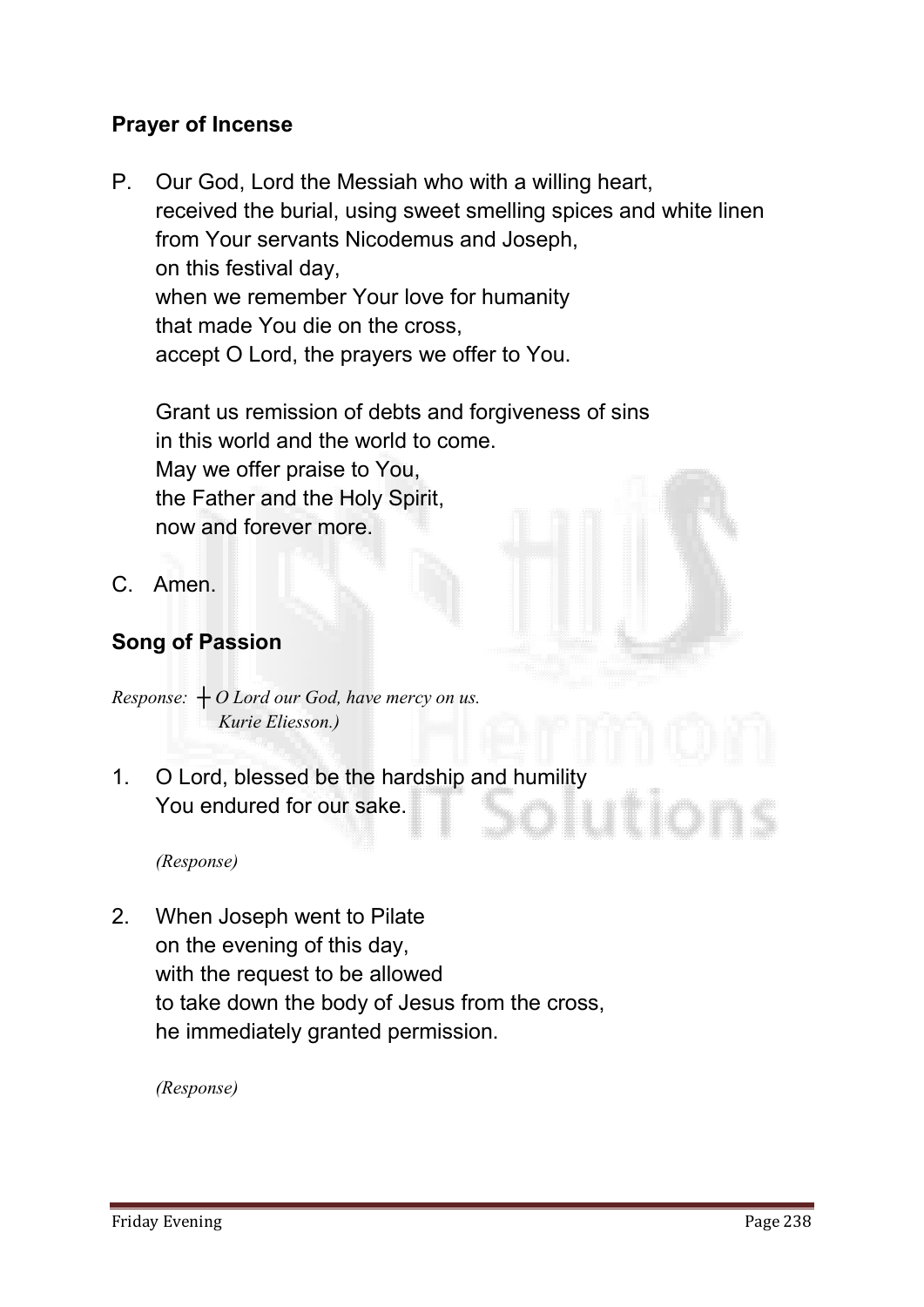## Prayer of Incense

P. Our God, Lord the Messiah who with a willing heart,
received the burial, using sweet smelling spices and white linen
from Your servants Nicodemus and Joseph,
on this festival day,
when we remember Your love for humanity
that made You die on the cross,
accept O Lord, the prayers we offer to You.

Grant us remission of debts and forgiveness of sins
in this world and the world to come.
May we offer praise to You,
the Father and the Holy Spirit,
now and forever more.

C. Amen.

## Song of Passion

*Response: ┼ O Lord our God, have mercy on us.*
*Kurie Eliesson.)*

1. O Lord, blessed be the hardship and humility
You endured for our sake.

*(Response)*

2. When Joseph went to Pilate
on the evening of this day,
with the request to be allowed
to take down the body of Jesus from the cross,
he immediately granted permission.

*(Response)*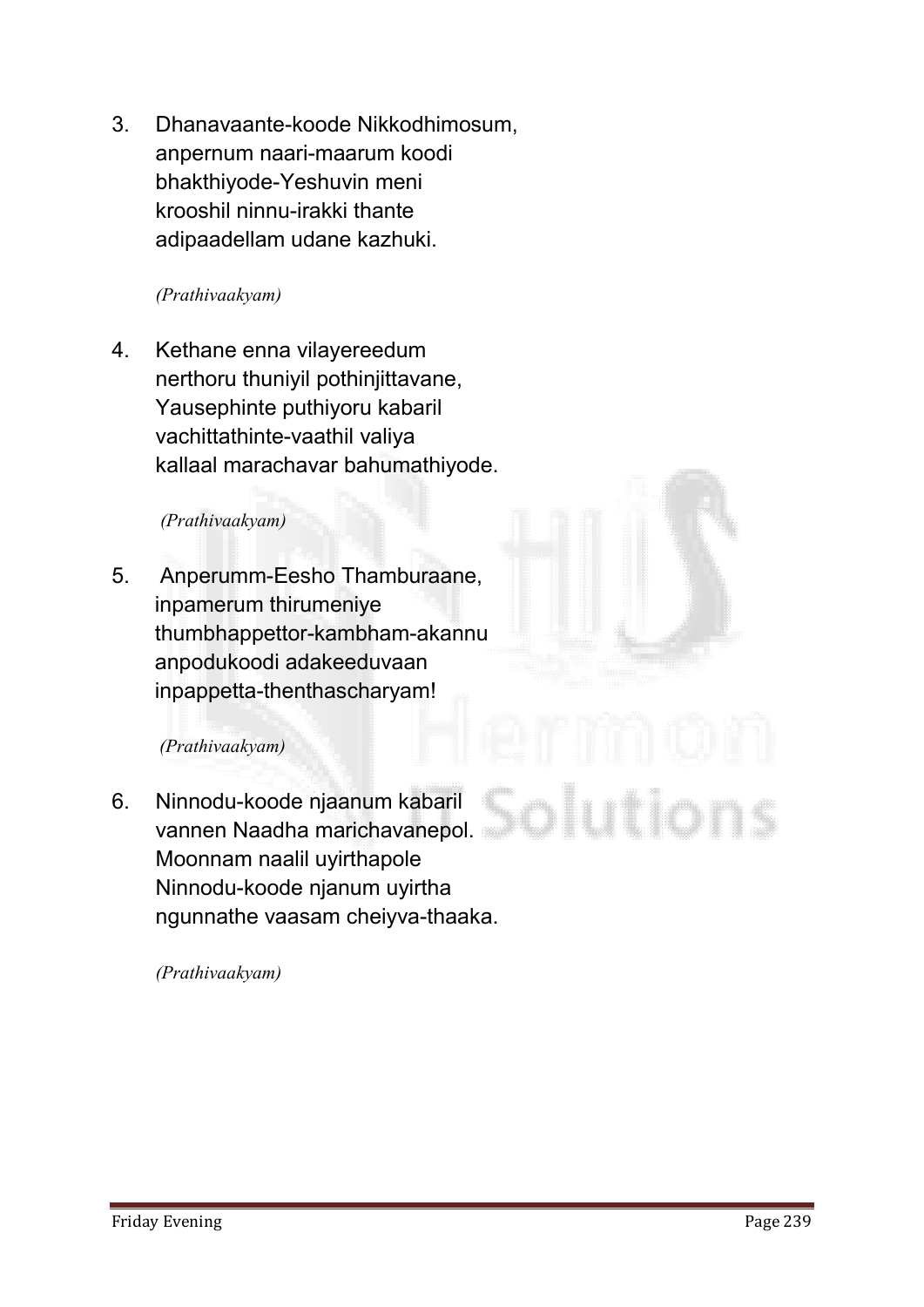3. Dhanavaante-koode Nikkodhimosum,
   anpernum naari-maarum koodi
   bhakthiyode-Yeshuvin meni
   krooshil ninnu-irakki thante
   adipaadellam udane kazhuki.

   *(Prathivaakyam)*

4. Kethane enna vilayereedum
   nerthoru thuniyil pothinjittavane,
   Yausephinte puthiyoru kabaril
   vachittathinte-vaathil valiya
   kallaal marachavar bahumathiyode.

   *(Prathivaakyam)*

5. Anperumm-Eesho Thamburaane,
   inpamerum thirumeniye
   thumbhappettor-kambham-akannu
   anpodukoodi adakeeduvaan
   inpappetta-thenthascharyam!

   *(Prathivaakyam)*

6. Ninnodu-koode njaanum kabaril
   vannen Naadha marichavanepol.
   Moonnam naalil uyirthapole
   Ninnodu-koode njanum uyirtha
   ngunnathe vaasam cheiyva-thaaka.

   *(Prathivaakyam)*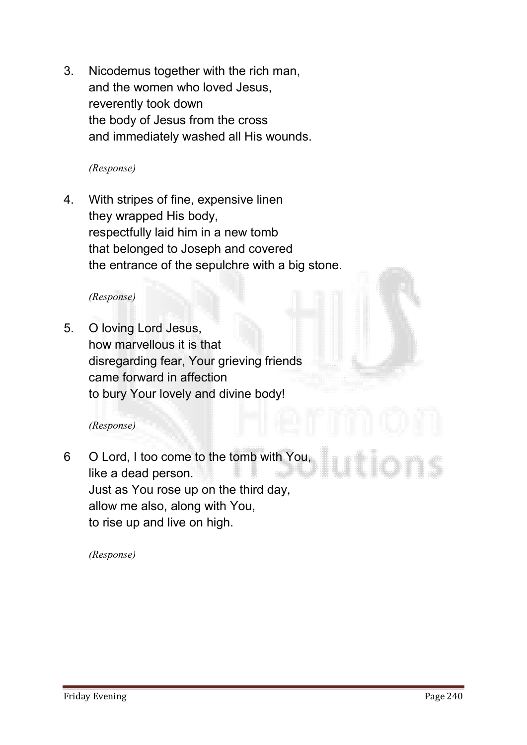3. Nicodemus together with the rich man,
   and the women who loved Jesus,
   reverently took down
   the body of Jesus from the cross
   and immediately washed all His wounds.

   *(Response)*

4. With stripes of fine, expensive linen
   they wrapped His body,
   respectfully laid him in a new tomb
   that belonged to Joseph and covered
   the entrance of the sepulchre with a big stone.

   *(Response)*

5. O loving Lord Jesus,
   how marvellous it is that
   disregarding fear, Your grieving friends
   came forward in affection
   to bury Your lovely and divine body!

   *(Response)*

6 O Lord, I too come to the tomb with You,
  like a dead person.
  Just as You rose up on the third day,
  allow me also, along with You,
  to rise up and live on high.

  *(Response)*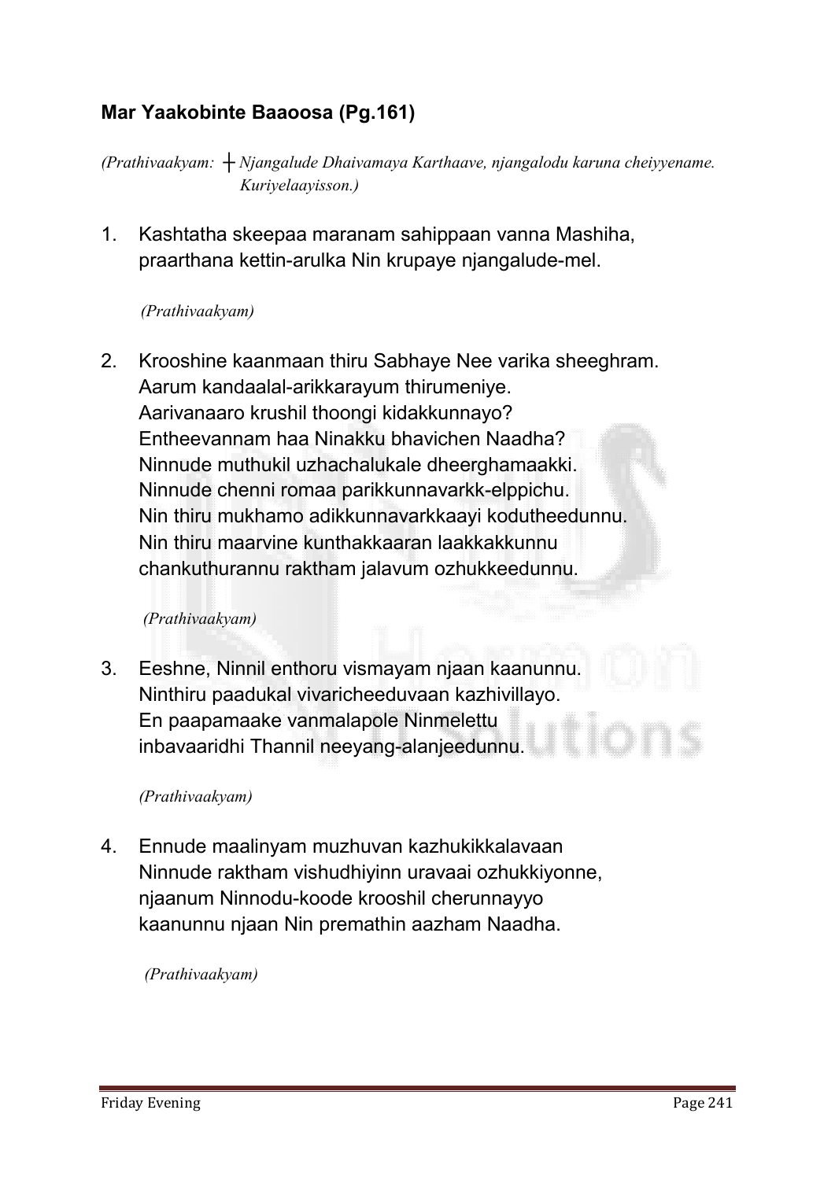**Mar Yaakobinte Baaoosa (Pg.161)**

*(Prathivaakyam: ┼ Njangalude Dhaivamaya Karthaave, njangalodu karuna cheiyyename. Kuriyelaayisson.)*

1. Kashtatha skeepaa maranam sahippaan vanna Mashiha, praarthana kettin-arulka Nin krupaye njangalude-mel.

   *(Prathivaakyam)*

2. Krooshine kaanmaan thiru Sabhaye Nee varika sheeghram. Aarum kandaalal-arikkarayum thirumeniye. Aarivanaaro krushil thoongi kidakkunnayo? Entheevannam haa Ninakku bhavichen Naadha? Ninnude muthukil uzhachalukale dheerghamaakki. Ninnude chenni romaa parikkunnavarkk-elppichu. Nin thiru mukhamo adikkunnavarkkaayi kodutheedunnu. Nin thiru maarvine kunthakkaaran laakkakkunnu chankuthurannu raktham jalavum ozhukkeedunnu.

   *(Prathivaakyam)*

3. Eeshne, Ninnil enthoru vismayam njaan kaanunnu. Ninthiru paadukal vivaricheeduvaan kazhivillayo. En paapamaake vanmalapole Ninmelettu inbavaaridhi Thannil neeyang-alanjeedunnu.

   *(Prathivaakyam)*

4. Ennude maalinyam muzhuvan kazhukikkalavaan Ninnude raktham vishudhiyinn uravaai ozhukkiyonne, njaanum Ninnodu-koode krooshil cherunnayyo kaanunnu njaan Nin premathin aazham Naadha.

   *(Prathivaakyam)*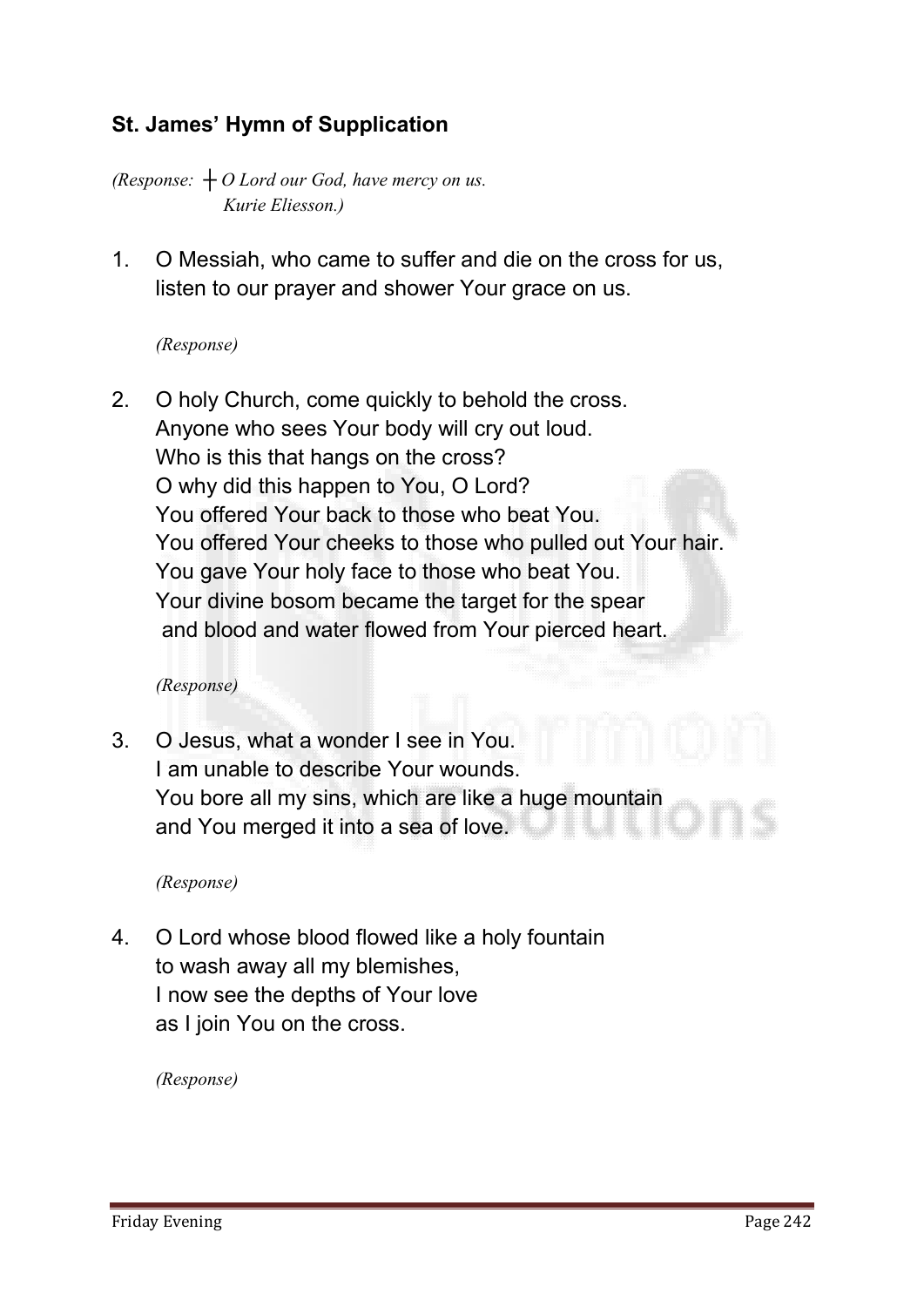## St. James' Hymn of Supplication

*(Response: ┼ O Lord our God, have mercy on us.*
*Kurie Eliesson.)*

1. O Messiah, who came to suffer and die on the cross for us,
   listen to our prayer and shower Your grace on us.

   *(Response)*

2. O holy Church, come quickly to behold the cross.
   Anyone who sees Your body will cry out loud.
   Who is this that hangs on the cross?
   O why did this happen to You, O Lord?
   You offered Your back to those who beat You.
   You offered Your cheeks to those who pulled out Your hair.
   You gave Your holy face to those who beat You.
   Your divine bosom became the target for the spear
   and blood and water flowed from Your pierced heart.

   *(Response)*

3. O Jesus, what a wonder I see in You.
   I am unable to describe Your wounds.
   You bore all my sins, which are like a huge mountain
   and You merged it into a sea of love.

   *(Response)*

4. O Lord whose blood flowed like a holy fountain
   to wash away all my blemishes,
   I now see the depths of Your love
   as I join You on the cross.

   *(Response)*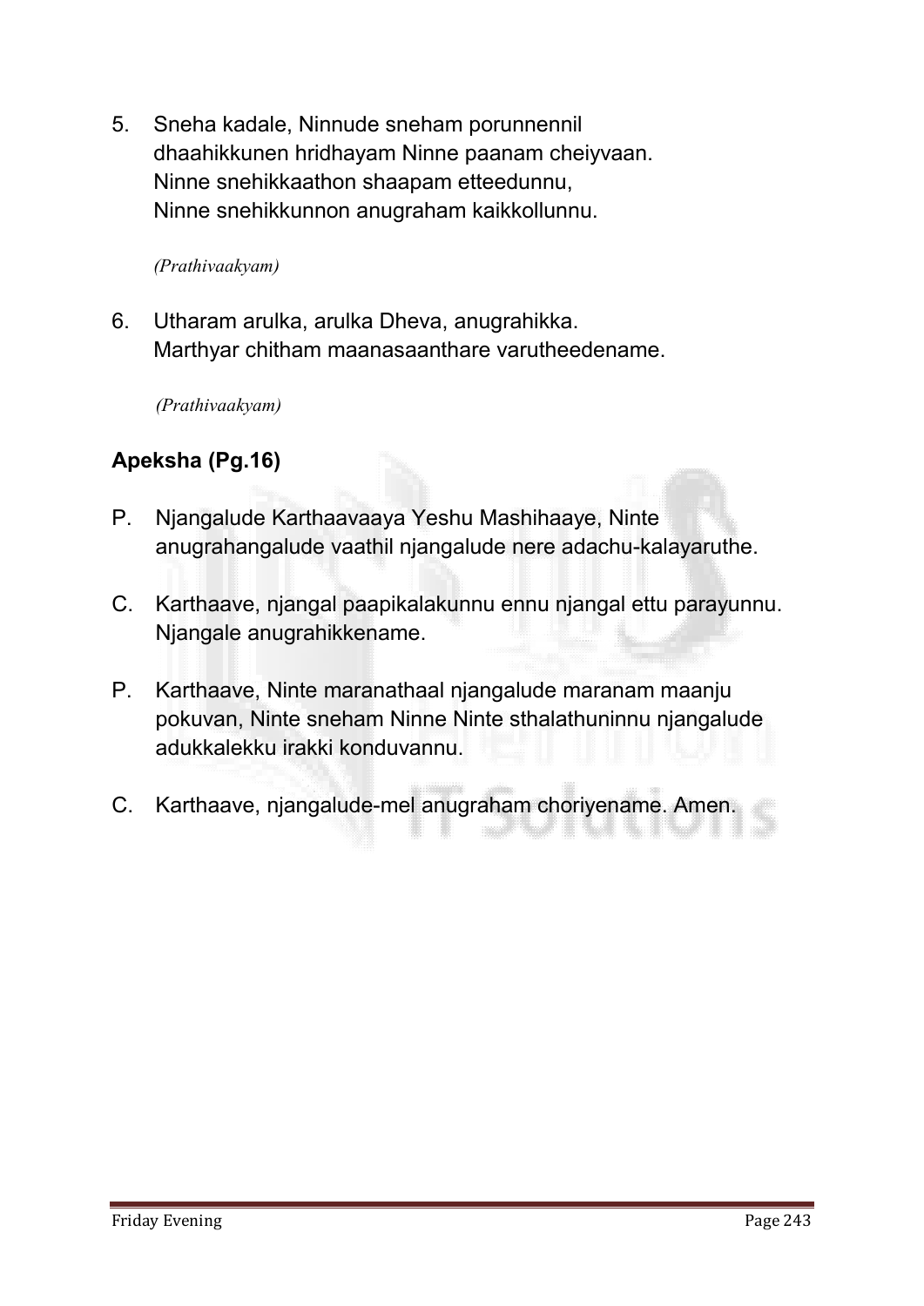5. Sneha kadale, Ninnude sneham porunnennil
   dhaahikkunen hridhayam Ninne paanam cheiyvaan.
   Ninne snehikkaathon shaapam etteedunnu,
   Ninne snehikkunnon anugraham kaikkollunnu.

   *(Prathivaakyam)*

6. Utharam arulka, arulka Dheva, anugrahikka.
   Marthyar chitham maanasaanthare varutheedename.

   *(Prathivaakyam)*

**Apeksha (Pg.16)**

P. Njangalude Karthaavaaya Yeshu Mashihaaye, Ninte anugrahangalude vaathil njangalude nere adachu-kalayaruthe.

C. Karthaave, njangal paapikalakunnu ennu njangal ettu parayunnu. Njangale anugrahikkename.

P. Karthaave, Ninte maranathaal njangalude maranam maanju pokuvan, Ninte sneham Ninne Ninte sthalathuninnu njangalude adukkalekku irakki konduvannu.

C. Karthaave, njangalude-mel anugraham choriyename. Amen.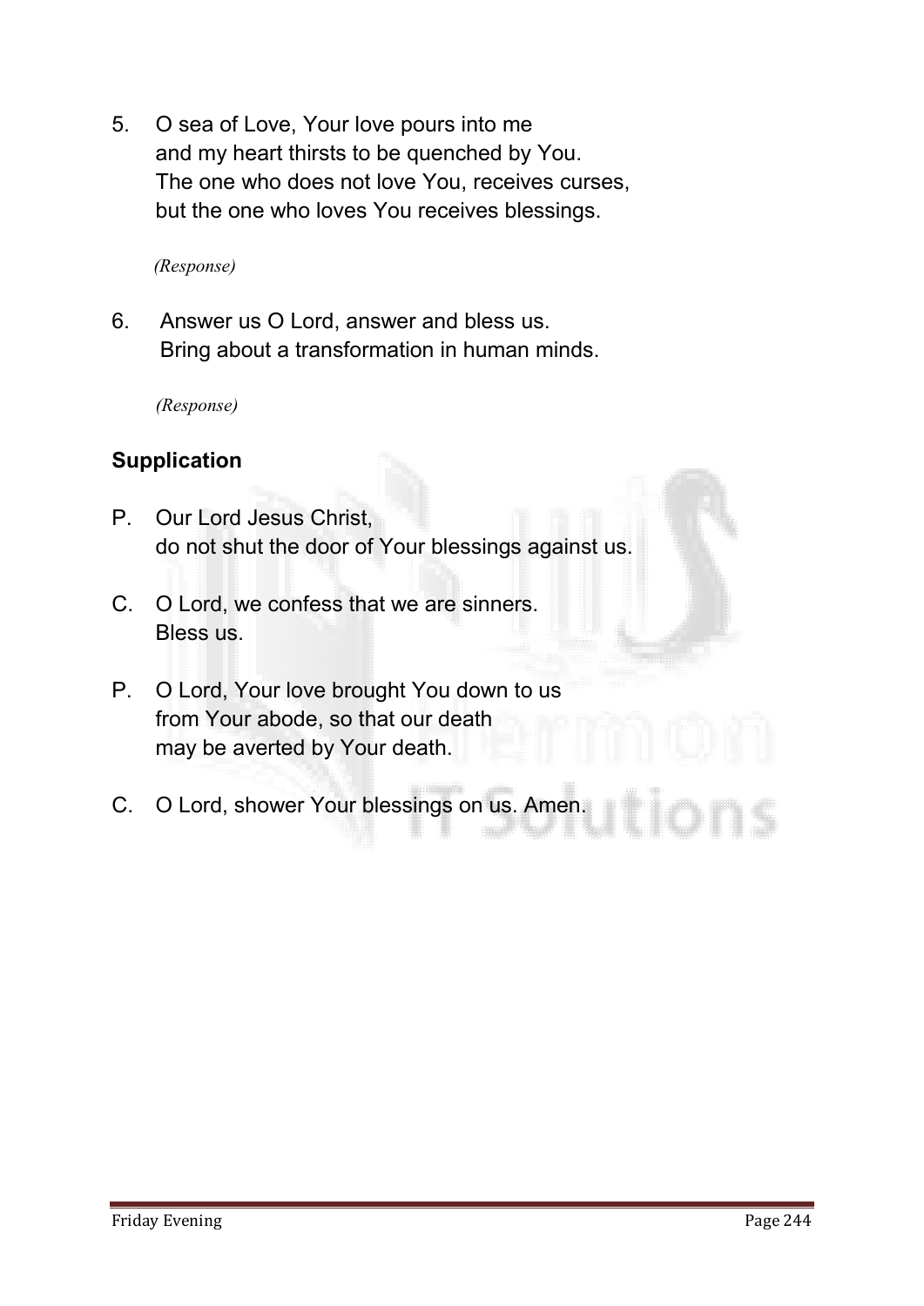5. O sea of Love, Your love pours into me
   and my heart thirsts to be quenched by You.
   The one who does not love You, receives curses,
   but the one who loves You receives blessings.

   *(Response)*

6. Answer us O Lord, answer and bless us.
   Bring about a transformation in human minds.

   *(Response)*

**Supplication**

P. Our Lord Jesus Christ,
   do not shut the door of Your blessings against us.

C. O Lord, we confess that we are sinners.
   Bless us.

P. O Lord, Your love brought You down to us
   from Your abode, so that our death
   may be averted by Your death.

C. O Lord, shower Your blessings on us. Amen.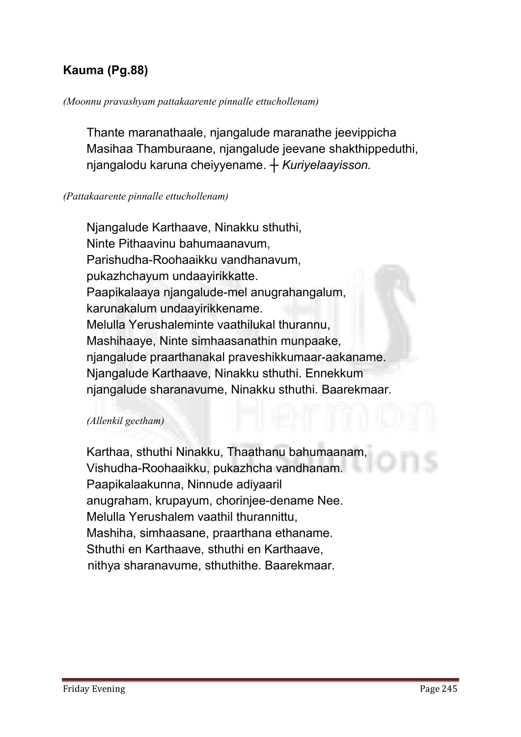**Kauma (Pg.88)**

*(Moonnu pravashyam pattakaarente pinnalle ettuchollenam)*

Thante maranathaale, njangalude maranathe jeevippicha
Masihaa Thamburaane, njangalude jeevane shakthippeduthi,
njangalodu karuna cheiyyename. ┼ *Kuriyelaayisson.*

*(Pattakaarente pinnalle ettuchollenam)*

Njangalude Karthaave, Ninakku sthuthi,
Ninte Pithaavinu bahumaanavum,
Parishudha-Roohaaikku vandhanavum,
pukazhchayum undaayirikkatte.
Paapikalaaya njangalude-mel anugrahangalum,
karunakalum undaayirikkename.
Melulla Yerushaleminte vaathilukal thurannu,
Mashihaaye, Ninte simhaasanathin munpaake,
njangalude praarthanakal praveshikkumaar-aakaname.
Njangalude Karthaave, Ninakku sthuthi. Ennekkum
njangalude sharanavume, Ninakku sthuthi. Baarekmaar.

*(Allenkil geetham)*

Karthaa, sthuthi Ninakku, Thaathanu bahumaanam,
Vishudha-Roohaaikku, pukazhcha vandhanam.
Paapikalaakunna, Ninnude adiyaaril
anugraham, krupayum, chorinjee-dename Nee.
Melulla Yerushalem vaathil thurannittu,
Mashiha, simhaasane, praarthana ethaname.
Sthuthi en Karthaave, sthuthi en Karthaave,
nithya sharanavume, sthuthithe. Baarekmaar.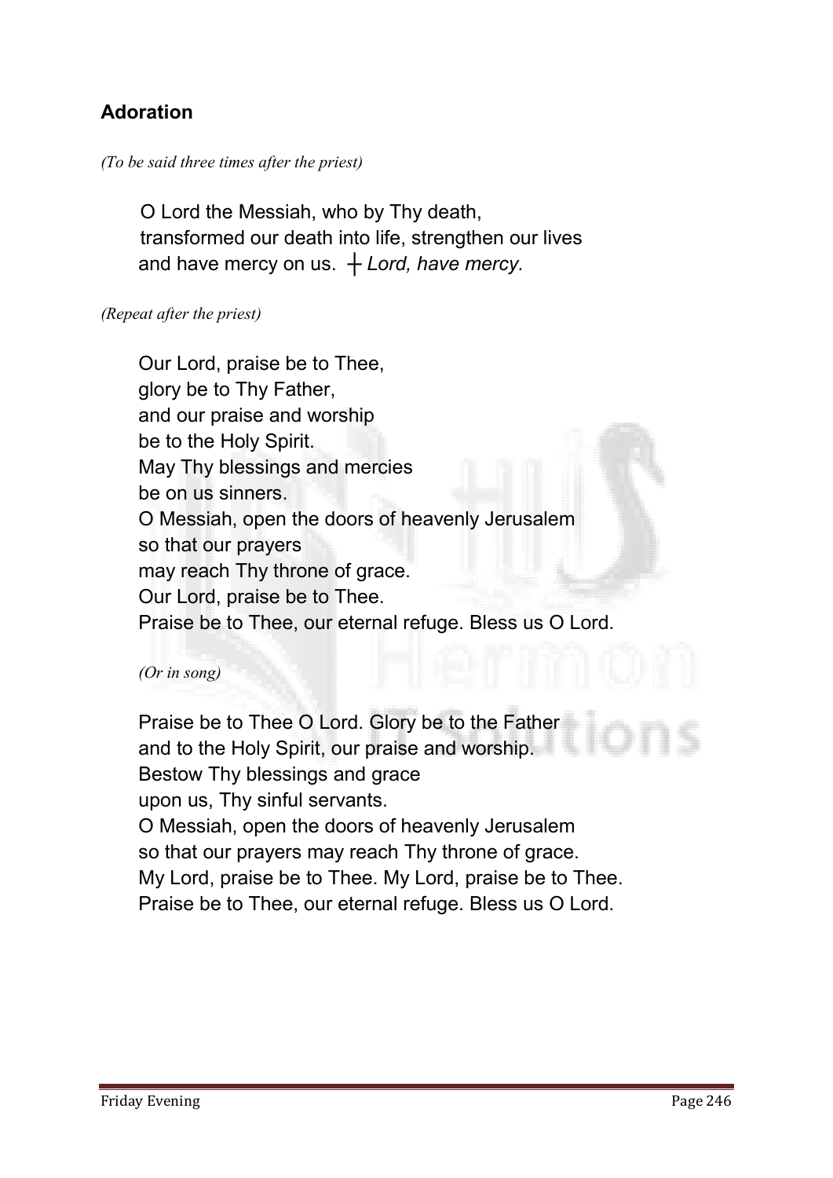## Adoration

*(To be said three times after the priest)*

O Lord the Messiah, who by Thy death,
transformed our death into life, strengthen our lives
and have mercy on us. ┼ *Lord, have mercy.*

*(Repeat after the priest)*

Our Lord, praise be to Thee,
glory be to Thy Father,
and our praise and worship
be to the Holy Spirit.
May Thy blessings and mercies
be on us sinners.
O Messiah, open the doors of heavenly Jerusalem
so that our prayers
may reach Thy throne of grace.
Our Lord, praise be to Thee.
Praise be to Thee, our eternal refuge. Bless us O Lord.

*(Or in song)*

Praise be to Thee O Lord. Glory be to the Father
and to the Holy Spirit, our praise and worship.
Bestow Thy blessings and grace
upon us, Thy sinful servants.
O Messiah, open the doors of heavenly Jerusalem
so that our prayers may reach Thy throne of grace.
My Lord, praise be to Thee. My Lord, praise be to Thee.
Praise be to Thee, our eternal refuge. Bless us O Lord.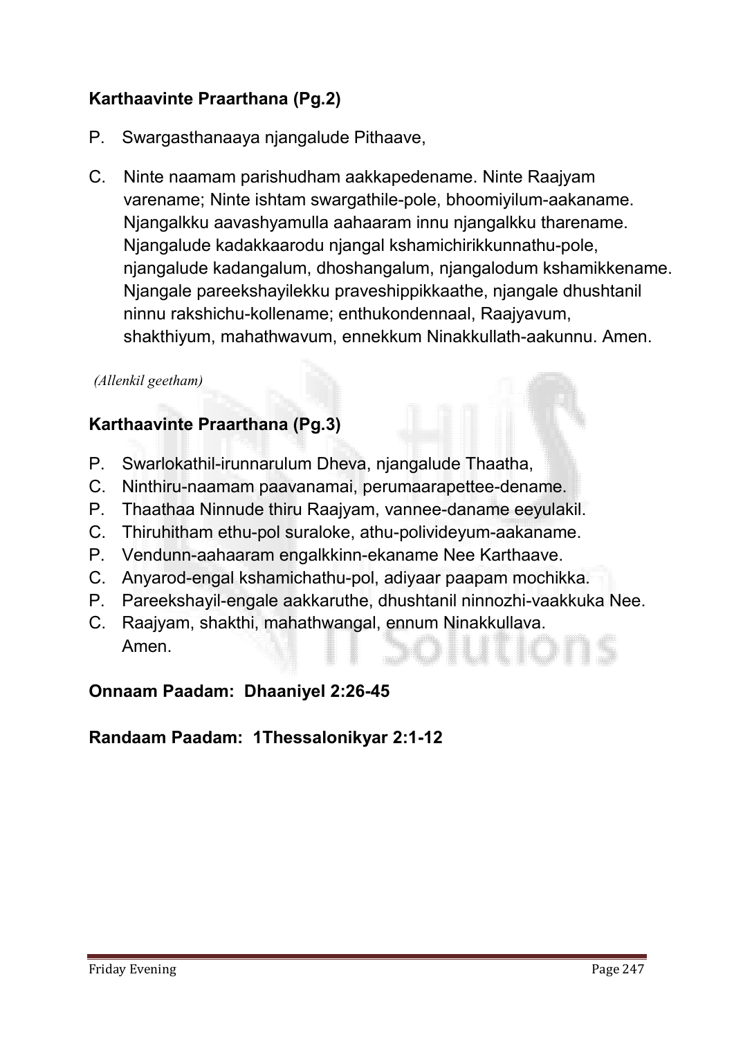**Karthaavinte Praarthana (Pg.2)**

P. Swargasthanaaya njangalude Pithaave,

C. Ninte naamam parishudham aakkapedename. Ninte Raajyam varename; Ninte ishtam swargathile-pole, bhoomiyilum-aakaname. Njangalkku aavashyamulla aahaaram innu njangalkku tharename. Njangalude kadakkaarodu njangal kshamichirikkunnathu-pole, njangalude kadangalum, dhoshangalum, njangalodum kshamikkename. Njangale pareekshayilekku praveshippikkaathe, njangale dhushtanil ninnu rakshichu-kollename; enthukondennaal, Raajyavum, shakthiyum, mahathwavum, ennekkum Ninakkullath-aakunnu. Amen.

*(Allenkil geetham)*

**Karthaavinte Praarthana (Pg.3)**

P. Swarlokathil-irunnarulum Dheva, njangalude Thaatha,
C. Ninthiru-naamam paavanamai, perumaarapettee-dename.
P. Thaathaa Ninnude thiru Raajyam, vannee-daname eeyulakil.
C. Thiruhitham ethu-pol suraloke, athu-polivideyum-aakaname.
P. Vendunn-aahaaram engalkkinn-ekaname Nee Karthaave.
C. Anyarod-engal kshamichathu-pol, adiyaar paapam mochikka.
P. Pareekshayil-engale aakkaruthe, dhushtanil ninnozhi-vaakkuka Nee.
C. Raajyam, shakthi, mahathwangal, ennum Ninakkullava.
Amen.

**Onnaam Paadam: Dhaaniyel 2:26-45**

**Randaam Paadam: 1Thessalonikyar 2:1-12**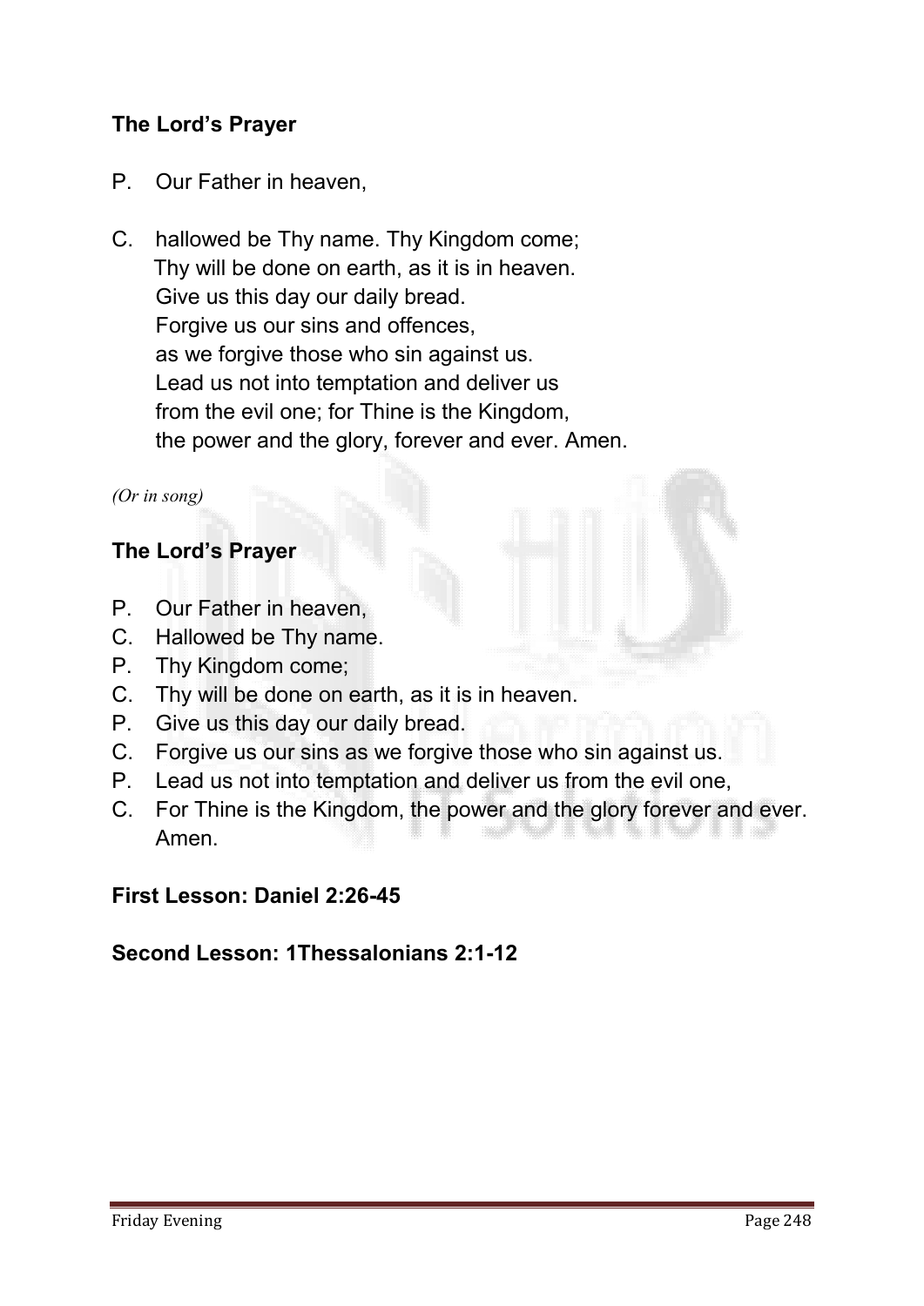**The Lord's Prayer**

P. Our Father in heaven,

C. hallowed be Thy name. Thy Kingdom come;
Thy will be done on earth, as it is in heaven.
Give us this day our daily bread.
Forgive us our sins and offences,
as we forgive those who sin against us.
Lead us not into temptation and deliver us
from the evil one; for Thine is the Kingdom,
the power and the glory, forever and ever. Amen.

*(Or in song)*

**The Lord's Prayer**

P. Our Father in heaven,
C. Hallowed be Thy name.
P. Thy Kingdom come;
C. Thy will be done on earth, as it is in heaven.
P. Give us this day our daily bread.
C. Forgive us our sins as we forgive those who sin against us.
P. Lead us not into temptation and deliver us from the evil one,
C. For Thine is the Kingdom, the power and the glory forever and ever. Amen.

**First Lesson: Daniel 2:26-45**

**Second Lesson: 1Thessalonians 2:1-12**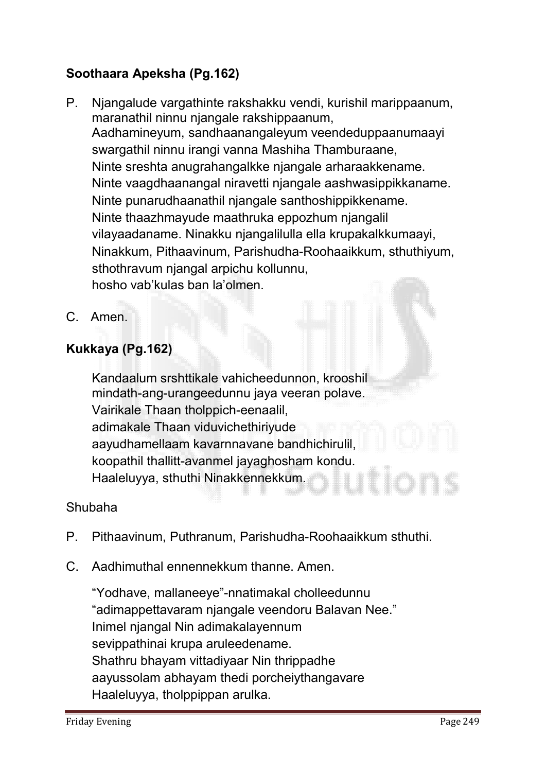**Soothaara Apeksha (Pg.162)**

P. Njangalude vargathinte rakshakku vendi, kurishil marippaanum, maranathil ninnu njangale rakshippaanum, Aadhamineyum, sandhaanangaleyum veendeduppaanumaayi swargathil ninnu irangi vanna Mashiha Thamburaane, Ninte sreshta anugrahangalkke njangale arharaakkename. Ninte vaagdhaanangal niravetti njangale aashwasippikkaname. Ninte punarudhaanathil njangale santhoshippikkename. Ninte thaazhmayude maathruka eppozhum njangalil vilayaadaname. Ninakku njangalilulla ella krupakalkkumaayi, Ninakkum, Pithaavinum, Parishudha-Roohaaikkum, sthuthiyum, sthothravum njangal arpichu kollunnu, hosho vab'kulas ban la'olmen.

C. Amen.

**Kukkaya (Pg.162)**

Kandaalum srshttikale vahicheedunnon, krooshil
mindath-ang-urangeedunnu jaya veeran polave.
Vairikale Thaan tholppich-eenaalil,
adimakale Thaan viduvichethiriyude
aayudhamellaam kavarnnavane bandhichirulil,
koopathil thallitt-avanmel jayaghosham kondu.
Haaleluyya, sthuthi Ninakkennekkum.

Shubaha

P. Pithaavinum, Puthranum, Parishudha-Roohaaikkum sthuthi.

C. Aadhimuthal ennennekkum thanne. Amen.

"Yodhave, mallaneeye"-nnatimakal cholleedunnu
"adimappettavaram njangale veendoru Balavan Nee."
Inimel njangal Nin adimakalayennum
sevippathinai krupa aruleedename.
Shathru bhayam vittadiyaar Nin thrippadhe
aayussolam abhayam thedi porcheiythangavare
Haaleluyya, tholppippan arulka.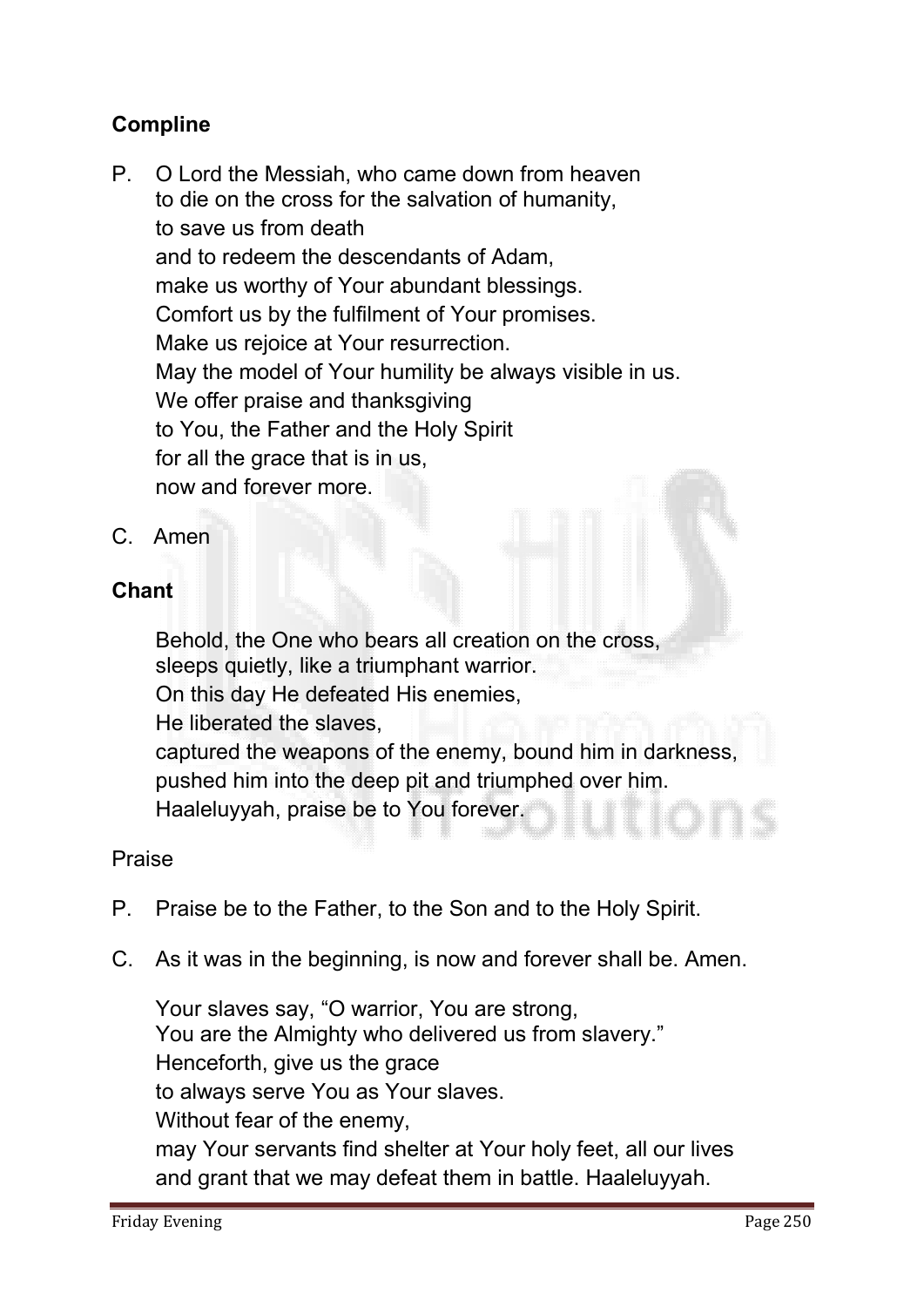## Compline

P. O Lord the Messiah, who came down from heaven
to die on the cross for the salvation of humanity,
to save us from death
and to redeem the descendants of Adam,
make us worthy of Your abundant blessings.
Comfort us by the fulfilment of Your promises.
Make us rejoice at Your resurrection.
May the model of Your humility be always visible in us.
We offer praise and thanksgiving
to You, the Father and the Holy Spirit
for all the grace that is in us,
now and forever more.

C. Amen

## Chant

Behold, the One who bears all creation on the cross,
sleeps quietly, like a triumphant warrior.
On this day He defeated His enemies,
He liberated the slaves,
captured the weapons of the enemy, bound him in darkness,
pushed him into the deep pit and triumphed over him.
Haaleluyyah, praise be to You forever.

Praise

P. Praise be to the Father, to the Son and to the Holy Spirit.

C. As it was in the beginning, is now and forever shall be. Amen.

Your slaves say, "O warrior, You are strong,
You are the Almighty who delivered us from slavery."
Henceforth, give us the grace
to always serve You as Your slaves.
Without fear of the enemy,
may Your servants find shelter at Your holy feet, all our lives
and grant that we may defeat them in battle. Haaleluyyah.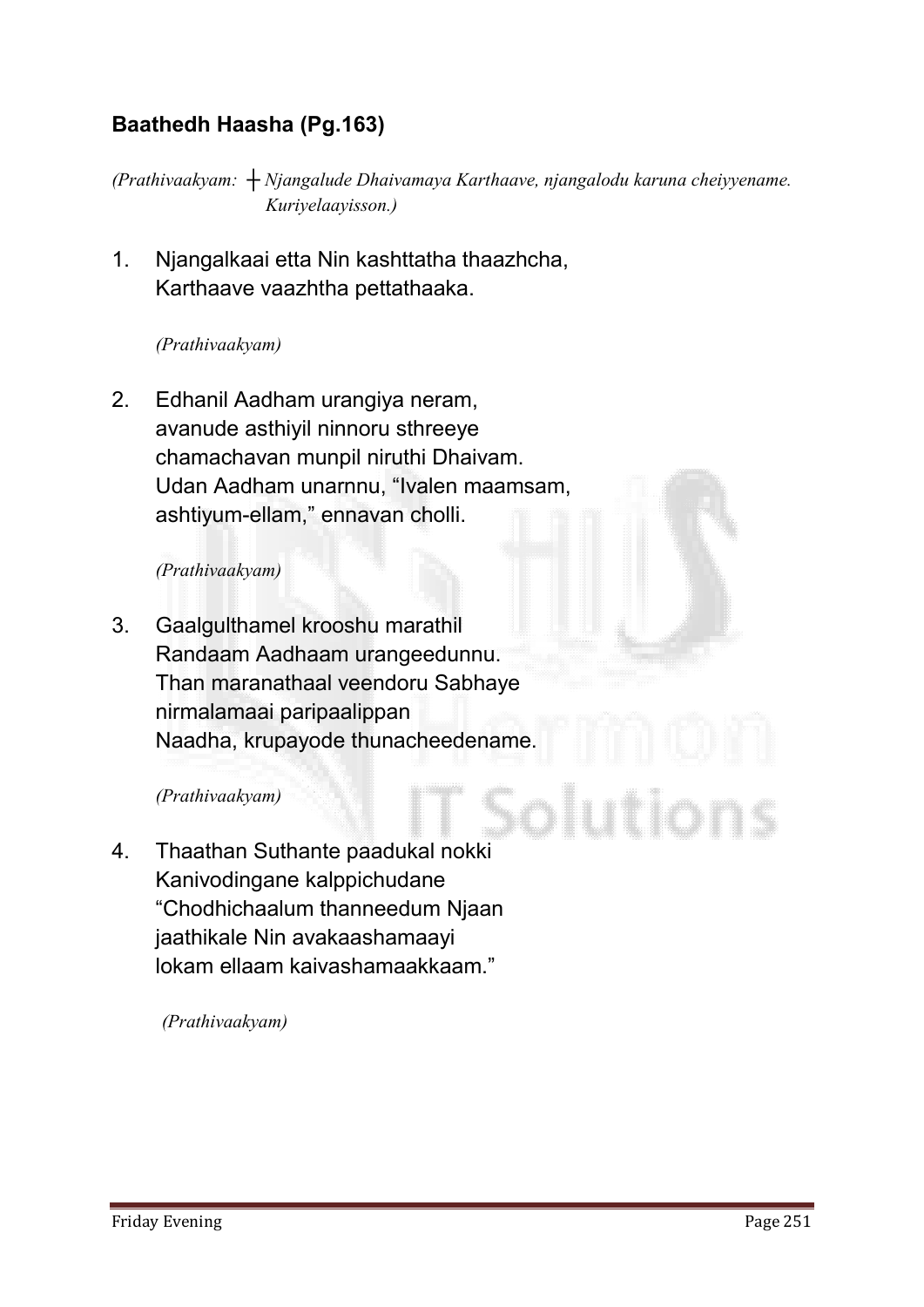**Baathedh Haasha (Pg.163)**

*(Prathivaakyam: ┼ Njangalude Dhaivamaya Karthaave, njangalodu karuna cheiyyename. Kuriyelaayisson.)*

1. Njangalkaai etta Nin kashttatha thaazhcha,
   Karthaave vaazhtha pettathaaka.

   *(Prathivaakyam)*

2. Edhanil Aadham urangiya neram,
   avanude asthiyil ninnoru sthreeye
   chamachavan munpil niruthi Dhaivam.
   Udan Aadham unarnnu, "Ivalen maamsam,
   ashtiyum-ellam," ennavan cholli.

   *(Prathivaakyam)*

3. Gaalgulthamel krooshu marathil
   Randaam Aadhaam urangeedunnu.
   Than maranathaal veendoru Sabhaye
   nirmalamaai paripaalippan
   Naadha, krupayode thunacheedename.

   *(Prathivaakyam)*

4. Thaathan Suthante paadukal nokki
   Kanivodingane kalppichudane
   "Chodhichaalum thanneedum Njaan
   jaathikale Nin avakaashamaayi
   lokam ellaam kaivashamaakkaam."

   *(Prathivaakyam)*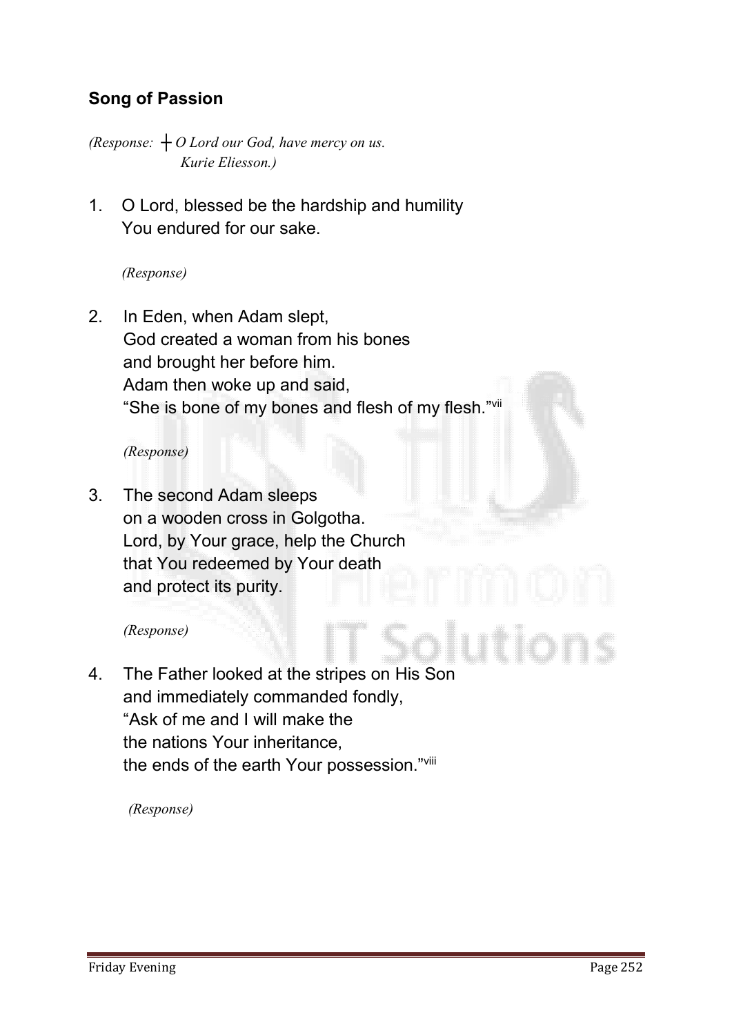## Song of Passion

*(Response: ┼ O Lord our God, have mercy on us.*
*Kurie Eliesson.)*

1. O Lord, blessed be the hardship and humility
   You endured for our sake.

   *(Response)*

2. In Eden, when Adam slept,
   God created a woman from his bones
   and brought her before him.
   Adam then woke up and said,
   "She is bone of my bones and flesh of my flesh."[vii]

   *(Response)*

3. The second Adam sleeps
   on a wooden cross in Golgotha.
   Lord, by Your grace, help the Church
   that You redeemed by Your death
   and protect its purity.

   *(Response)*

4. The Father looked at the stripes on His Son
   and immediately commanded fondly,
   "Ask of me and I will make the
   the nations Your inheritance,
   the ends of the earth Your possession."[viii]

   *(Response)*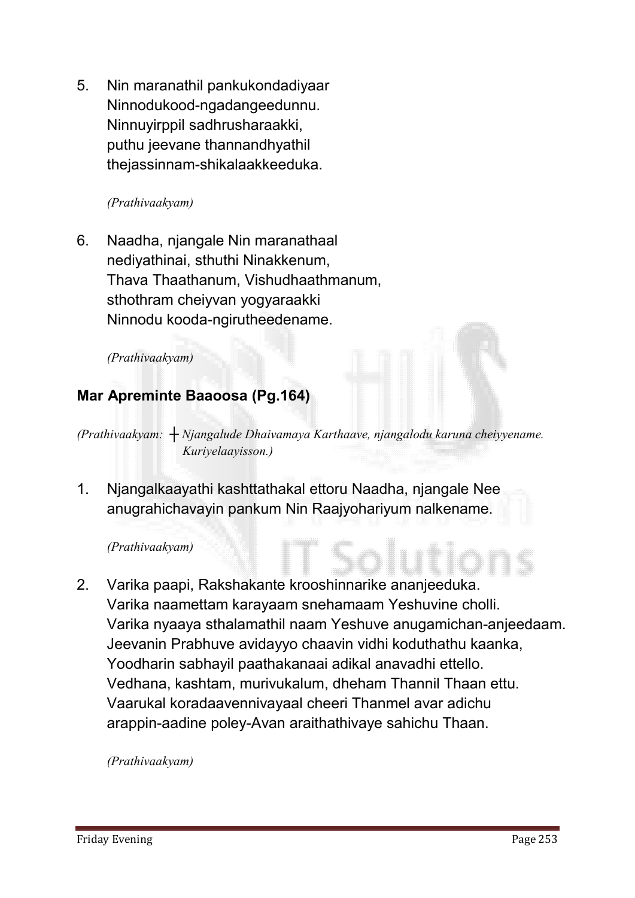5. Nin maranathil pankukondadiyaar
   Ninnodukood-ngadangeedunnu.
   Ninnuyirppil sadhrusharaakki,
   puthu jeevane thannandhyathil
   thejassinnam-shikalaakkeeduka.

   *(Prathivaakyam)*

6. Naadha, njangale Nin maranathaal
   nediyathinai, sthuthi Ninakkenum,
   Thava Thaathanum, Vishudhaathmanum,
   sthothram cheiyvan yogyaraakki
   Ninnodu kooda-ngirutheedename.

   *(Prathivaakyam)*

**Mar Apreminte Baaoosa (Pg.164)**

*(Prathivaakyam: ┼ Njangalude Dhaivamaya Karthaave, njangalodu karuna cheiyyename. Kuriyelaayisson.)*

1. Njangalkaayathi kashttathakal ettoru Naadha, njangale Nee
   anugrahichavayin pankum Nin Raajyohariyum nalkename.

   *(Prathivaakyam)*

2. Varika paapi, Rakshakante krooshinnarike ananjeeduka.
   Varika naamettam karayaam snehamaam Yeshuvine cholli.
   Varika nyaaya sthalamathil naam Yeshuve anugamichan-anjeedaam.
   Jeevanin Prabhuve avidayyo chaavin vidhi koduthathu kaanka,
   Yoodharin sabhayil paathakanaai adikal anavadhi ettello.
   Vedhana, kashtam, murivukalum, dheham Thannil Thaan ettu.
   Vaarukal koradaavennivayaal cheeri Thanmel avar adichu
   arappin-aadine poley-Avan araithathivaye sahichu Thaan.

   *(Prathivaakyam)*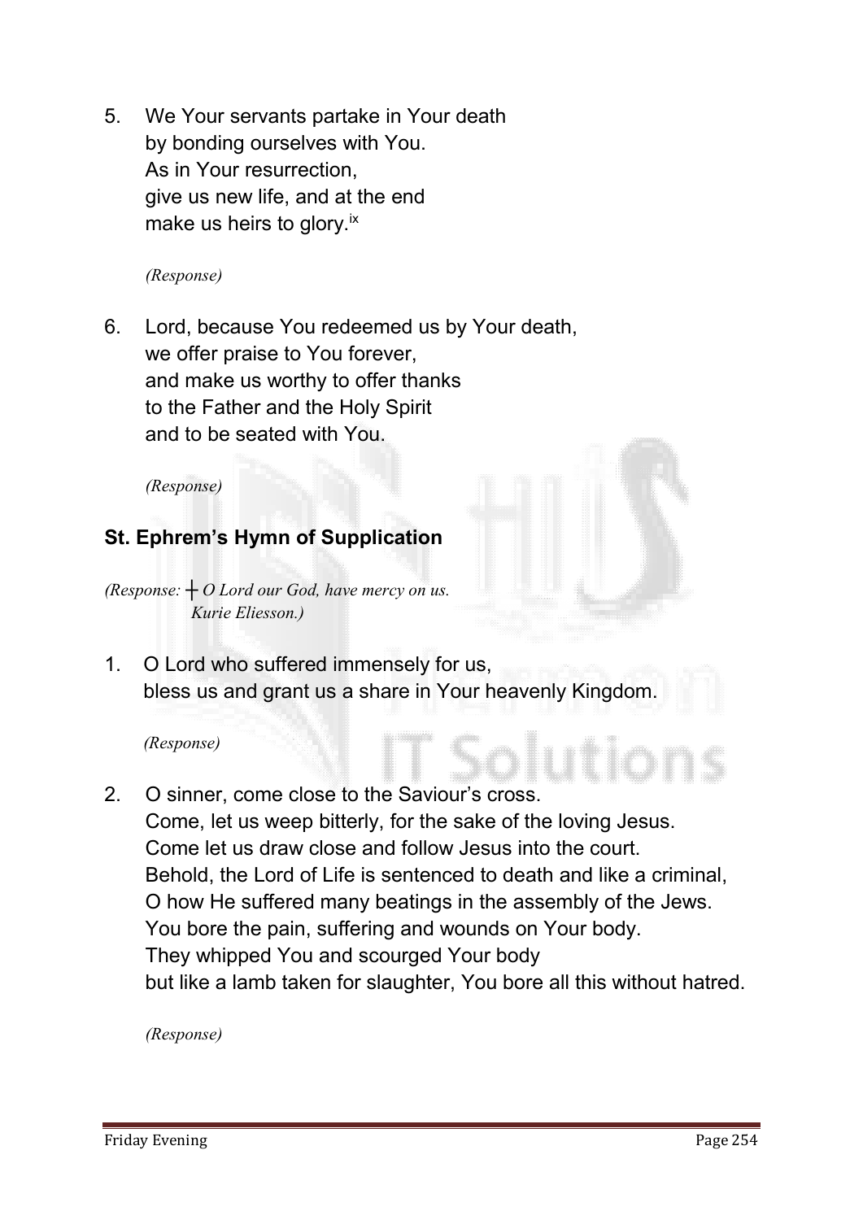5. We Your servants partake in Your death
   by bonding ourselves with You.
   As in Your resurrection,
   give us new life, and at the end
   make us heirs to glory.[ix]

   *(Response)*

6. Lord, because You redeemed us by Your death,
   we offer praise to You forever,
   and make us worthy to offer thanks
   to the Father and the Holy Spirit
   and to be seated with You.

   *(Response)*

## St. Ephrem's Hymn of Supplication

*(Response: ┼ O Lord our God, have mercy on us.
Kurie Eliesson.)*

1. O Lord who suffered immensely for us,
   bless us and grant us a share in Your heavenly Kingdom.

   *(Response)*

2. O sinner, come close to the Saviour's cross.
   Come, let us weep bitterly, for the sake of the loving Jesus.
   Come let us draw close and follow Jesus into the court.
   Behold, the Lord of Life is sentenced to death and like a criminal,
   O how He suffered many beatings in the assembly of the Jews.
   You bore the pain, suffering and wounds on Your body.
   They whipped You and scourged Your body
   but like a lamb taken for slaughter, You bore all this without hatred.

   *(Response)*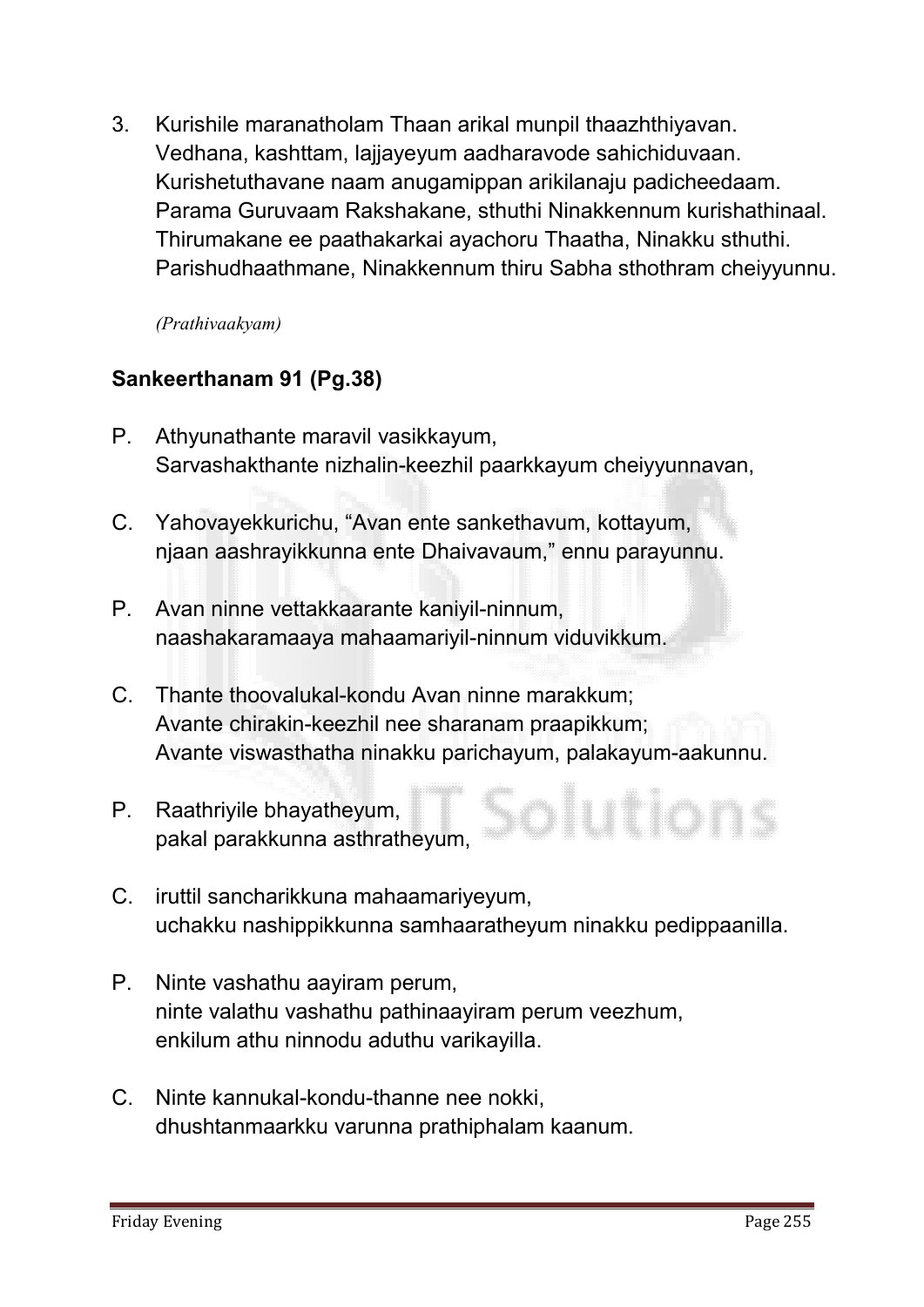3. Kurishile maranatholam Thaan arikal munpil thaazhthiyavan.
   Vedhana, kashttam, lajjayeyum aadharavode sahichiduvaan.
   Kurishetuthavane naam anugamippan arikilanaju padicheedaam.
   Parama Guruvaam Rakshakane, sthuthi Ninakkennum kurishathinaal.
   Thirumakane ee paathakarkai ayachoru Thaatha, Ninakku sthuthi.
   Parishudhaathmane, Ninakkennum thiru Sabha sthothram cheiyyunnu.

   *(Prathivaakyam)*

**Sankeerthanam 91 (Pg.38)**

P. Athyunathante maravil vasikkayum,
   Sarvashakthante nizhalin-keezhil paarkkayum cheiyyunnavan,

C. Yahovayekkurichu, "Avan ente sankethavum, kottayum,
   njaan aashrayikkunna ente Dhaivavaum," ennu parayunnu.

P. Avan ninne vettakkaarante kaniyil-ninnum,
   naashakaramaaya mahaamariyil-ninnum viduvikkum.

C. Thante thoovalukal-kondu Avan ninne marakkum;
   Avante chirakin-keezhil nee sharanam praapikkum;
   Avante viswasthatha ninakku parichayum, palakayum-aakunnu.

P. Raathriyile bhayatheyum,
   pakal parakkunna asthratheyum,

C. iruttil sancharikkuna mahaamariyeyum,
   uchakku nashippikkunna samhaaratheyum ninakku pedippaanilla.

P. Ninte vashathu aayiram perum,
   ninte valathu vashathu pathinaayiram perum veezhum,
   enkilum athu ninnodu aduthu varikayilla.

C. Ninte kannukal-kondu-thanne nee nokki,
   dhushtanmaarkku varunna prathiphalam kaanum.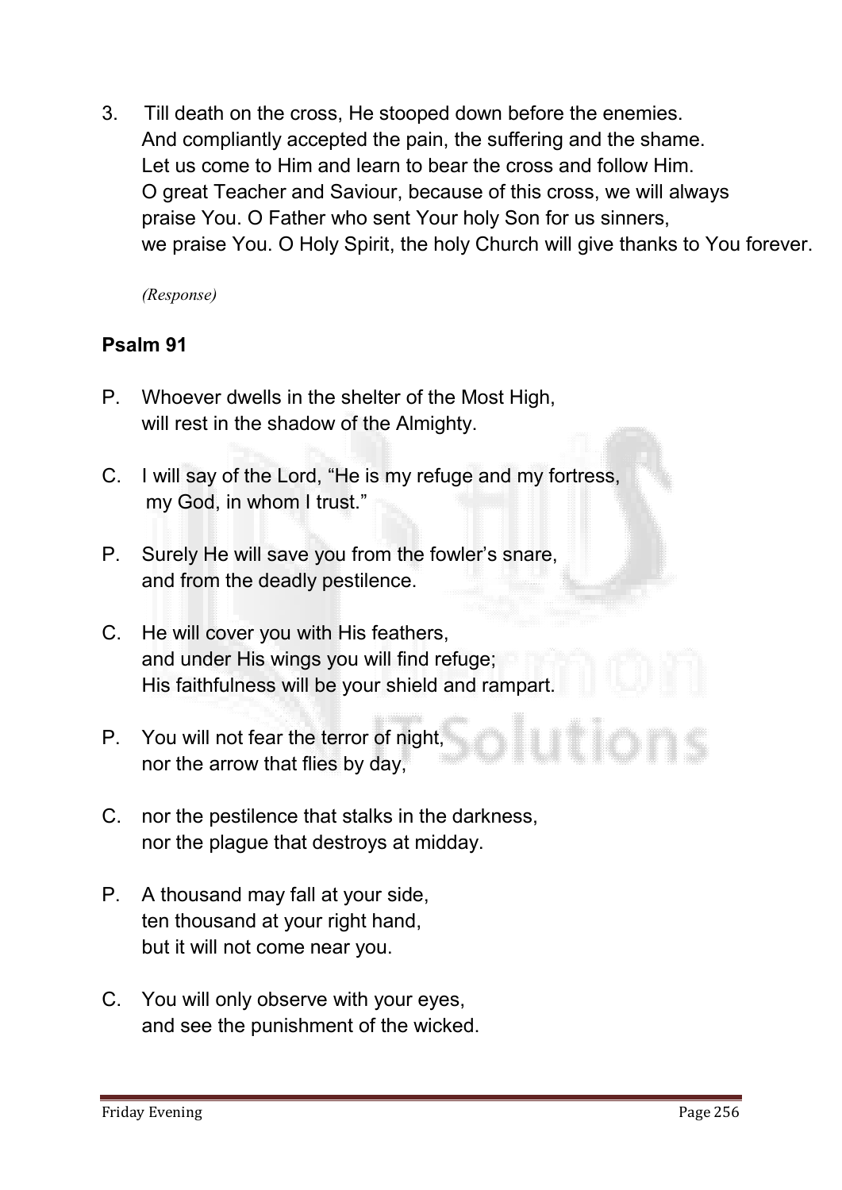3. Till death on the cross, He stooped down before the enemies.
   And compliantly accepted the pain, the suffering and the shame.
   Let us come to Him and learn to bear the cross and follow Him.
   O great Teacher and Saviour, because of this cross, we will always
   praise You. O Father who sent Your holy Son for us sinners,
   we praise You. O Holy Spirit, the holy Church will give thanks to You forever.

   *(Response)*

**Psalm 91**

P. Whoever dwells in the shelter of the Most High,
   will rest in the shadow of the Almighty.

C. I will say of the Lord, "He is my refuge and my fortress,
   my God, in whom I trust."

P. Surely He will save you from the fowler's snare,
   and from the deadly pestilence.

C. He will cover you with His feathers,
   and under His wings you will find refuge;
   His faithfulness will be your shield and rampart.

P. You will not fear the terror of night,
   nor the arrow that flies by day,

C. nor the pestilence that stalks in the darkness,
   nor the plague that destroys at midday.

P. A thousand may fall at your side,
   ten thousand at your right hand,
   but it will not come near you.

C. You will only observe with your eyes,
   and see the punishment of the wicked.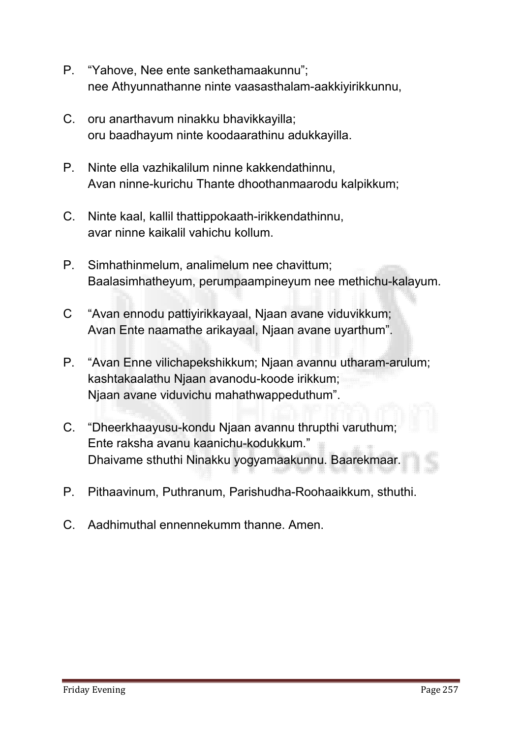P. “Yahove, Nee ente sankethamaakunnu”;
nee Athyunnathanne ninte vaasasthalam-aakkiyirikkunnu,

C. oru anarthavum ninakku bhavikkayilla;
oru baadhayum ninte koodaarathinu adukkayilla.

P. Ninte ella vazhikalilum ninne kakkendathinnu,
Avan ninne-kurichu Thante dhoothanmaarodu kalpikkum;

C. Ninte kaal, kallil thattippokaath-irikkendathinnu,
avar ninne kaikalil vahichu kollum.

P. Simhathinmelum, analimelum nee chavittum;
Baalasimhatheyum, perumpaampineyum nee methichu-kalayum.

C “Avan ennodu pattiyirikkayaal, Njaan avane viduvikkum;
Avan Ente naamathe arikayaal, Njaan avane uyarthum”.

P. “Avan Enne vilichapekshikkum; Njaan avannu utharam-arulum;
kashtakaalathu Njaan avanodu-koode irikkum;
Njaan avane viduvichu mahathwappeduthum”.

C. “Dheerkhaayusu-kondu Njaan avannu thrupthi varuthum;
Ente raksha avanu kaanichu-kodukkum.”
Dhaivame sthuthi Ninakku yogyamaakunnu. Baarekmaar.

P. Pithaavinum, Puthranum, Parishudha-Roohaaikkum, sthuthi.

C. Aadhimuthal ennennekumm thanne. Amen.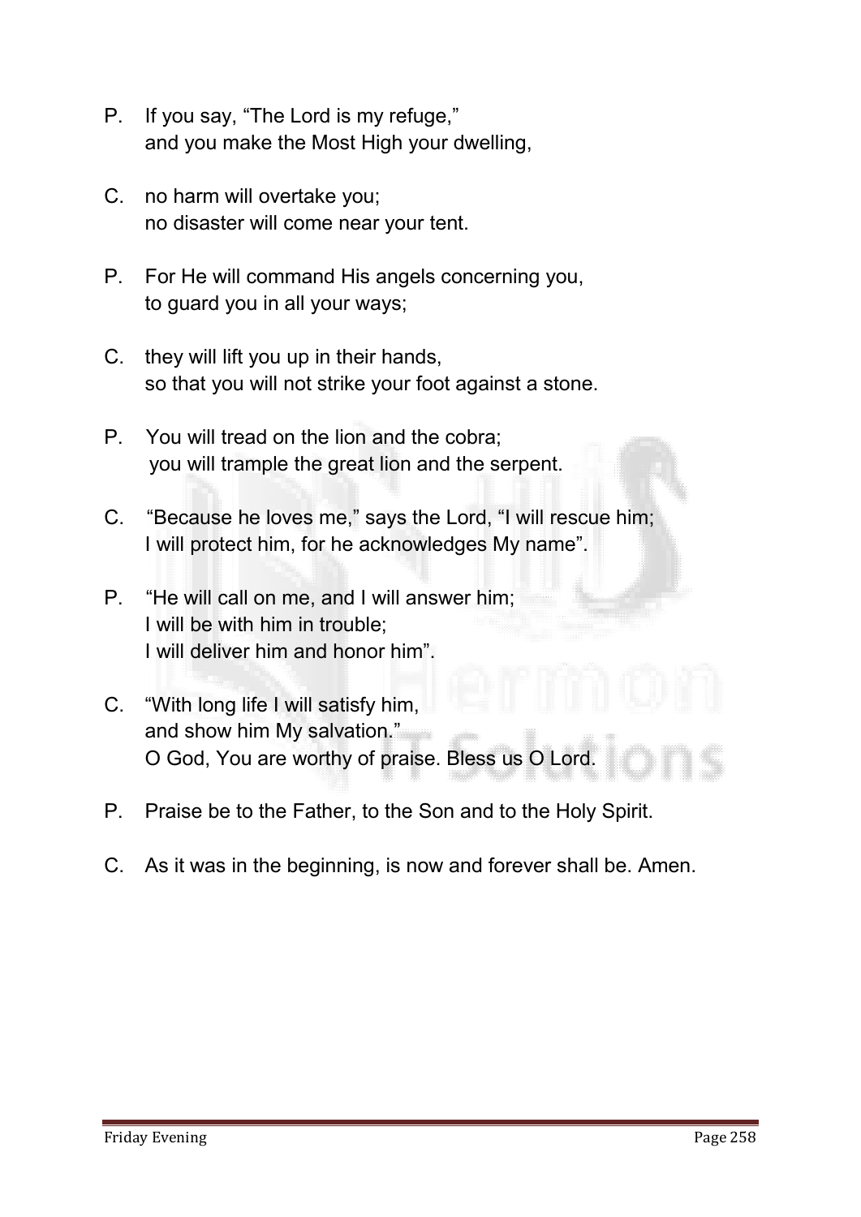P. If you say, "The Lord is my refuge,"
and you make the Most High your dwelling,

C. no harm will overtake you;
no disaster will come near your tent.

P. For He will command His angels concerning you,
to guard you in all your ways;

C. they will lift you up in their hands,
so that you will not strike your foot against a stone.

P. You will tread on the lion and the cobra;
you will trample the great lion and the serpent.

C. "Because he loves me," says the Lord, "I will rescue him;
I will protect him, for he acknowledges My name".

P. "He will call on me, and I will answer him;
I will be with him in trouble;
I will deliver him and honor him".

C. "With long life I will satisfy him,
and show him My salvation."
O God, You are worthy of praise. Bless us O Lord.

P. Praise be to the Father, to the Son and to the Holy Spirit.

C. As it was in the beginning, is now and forever shall be. Amen.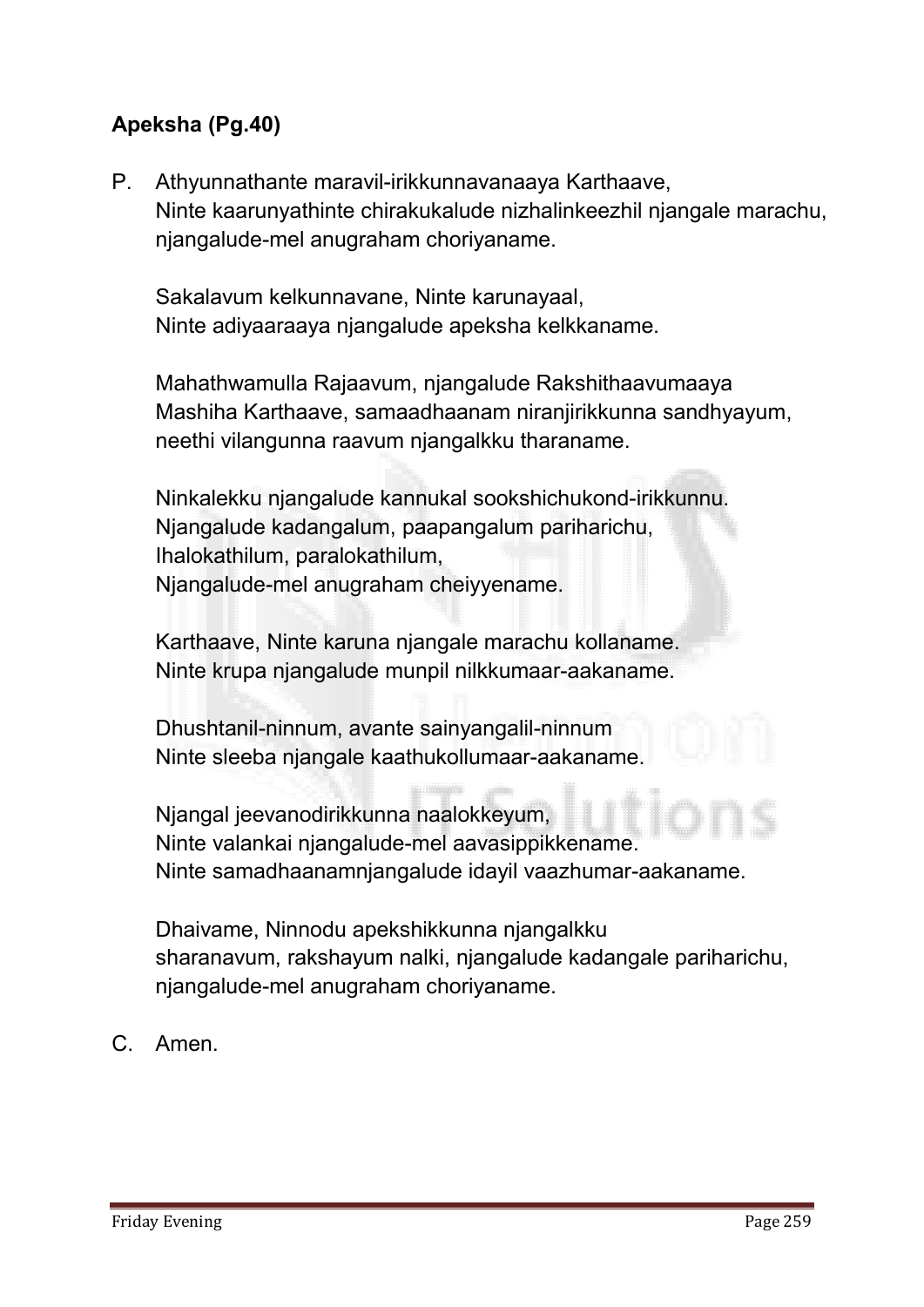**Apeksha (Pg.40)**

P. Athyunnathante maravil-irikkunnavanaaya Karthaave,
Ninte kaarunyathinte chirakukalude nizhalinkeezhil njangale marachu,
njangalude-mel anugraham choriyaname.

Sakalavum kelkunnavane, Ninte karunayaal,
Ninte adiyaaraaya njangalude apeksha kelkkaname.

Mahathwamulla Rajaavum, njangalude Rakshithaavumaaya
Mashiha Karthaave, samaadhaanam niranjirikkunna sandhyayum,
neethi vilangunna raavum njangalkku tharaname.

Ninkalekku njangalude kannukal sookshichukond-irikkunnu.
Njangalude kadangalum, paapangalum pariharichu,
Ihalokathilum, paralokathilum,
Njangalude-mel anugraham cheiyyename.

Karthaave, Ninte karuna njangale marachu kollaname.
Ninte krupa njangalude munpil nilkkumaar-aakaname.

Dhushtanil-ninnum, avante sainyangalil-ninnum
Ninte sleeba njangale kaathukollumaar-aakaname.

Njangal jeevanodirikkunna naalokkeyum,
Ninte valankai njangalude-mel aavasippikkename.
Ninte samadhaanamnjangalude idayil vaazhumar-aakaname.

Dhaivame, Ninnodu apekshikkunna njangalkku
sharanavum, rakshayum nalki, njangalude kadangale pariharichu,
njangalude-mel anugraham choriyaname.

C. Amen.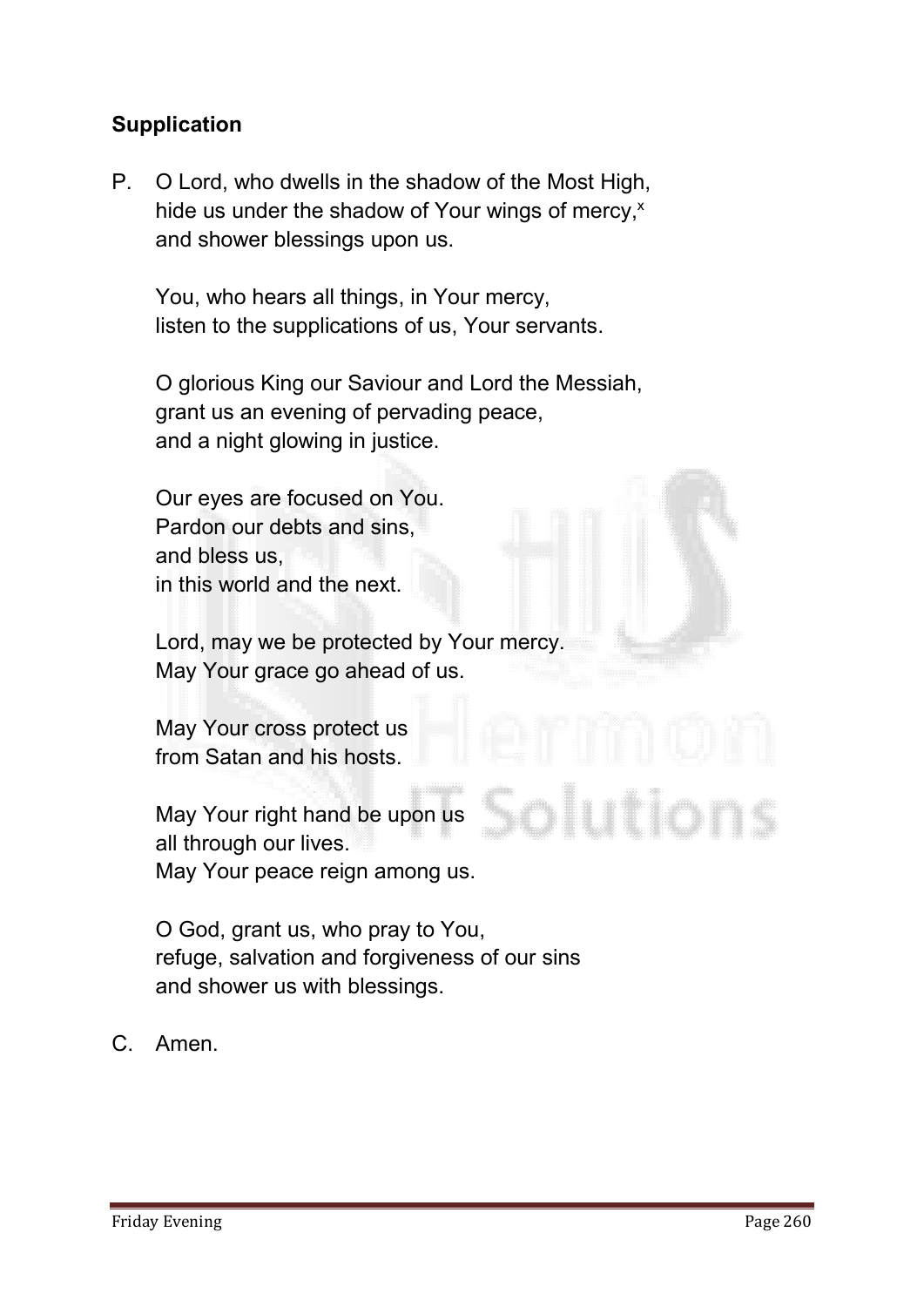### Supplication

P. O Lord, who dwells in the shadow of the Most High,
hide us under the shadow of Your wings of mercy,[x]
and shower blessings upon us.

You, who hears all things, in Your mercy,
listen to the supplications of us, Your servants.

O glorious King our Saviour and Lord the Messiah,
grant us an evening of pervading peace,
and a night glowing in justice.

Our eyes are focused on You.
Pardon our debts and sins,
and bless us,
in this world and the next.

Lord, may we be protected by Your mercy.
May Your grace go ahead of us.

May Your cross protect us
from Satan and his hosts.

May Your right hand be upon us
all through our lives.
May Your peace reign among us.

O God, grant us, who pray to You,
refuge, salvation and forgiveness of our sins
and shower us with blessings.

C. Amen.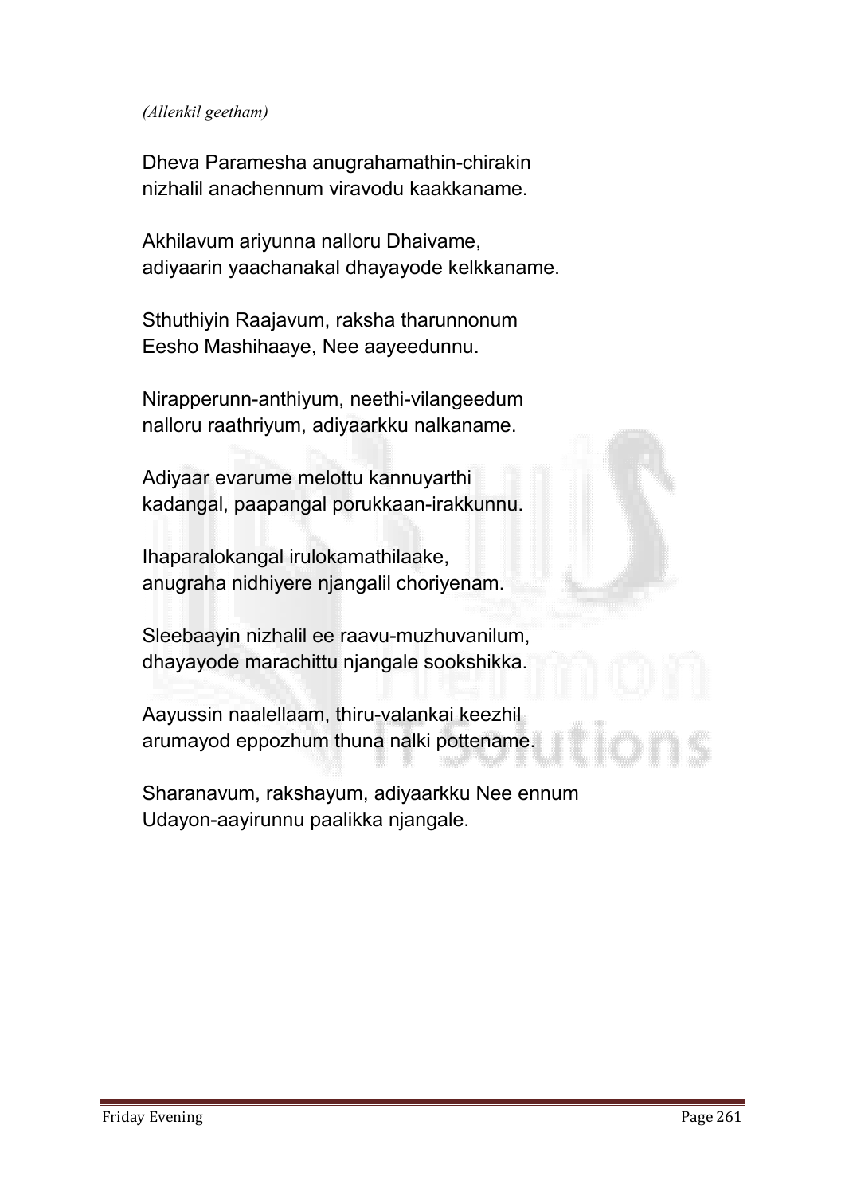*(Allenkil geetham)*

Dheva Paramesha anugrahamathin-chirakin
nizhalil anachennum viravodu kaakkaname.

Akhilavum ariyunna nalloru Dhaivame,
adiyaarin yaachanakal dhayayode kelkkaname.

Sthuthiyin Raajavum, raksha tharunnonum
Eesho Mashihaaye, Nee aayeedunnu.

Nirapperunn-anthiyum, neethi-vilangeedum
nalloru raathriyum, adiyaarkku nalkaname.

Adiyaar evarume melottu kannuyarthi
kadangal, paapangal porukkaan-irakkunnu.

Ihaparalokangal irulokamathilaake,
anugraha nidhiyere njangalil choriyenam.

Sleebaayin nizhalil ee raavu-muzhuvanilum,
dhayayode marachittu njangale sookshikka.

Aayussin naalellaam, thiru-valankai keezhil
arumayod eppozhum thuna nalki pottename.

Sharanavum, rakshayum, adiyaarkku Nee ennum
Udayon-aayirunnu paalikka njangale.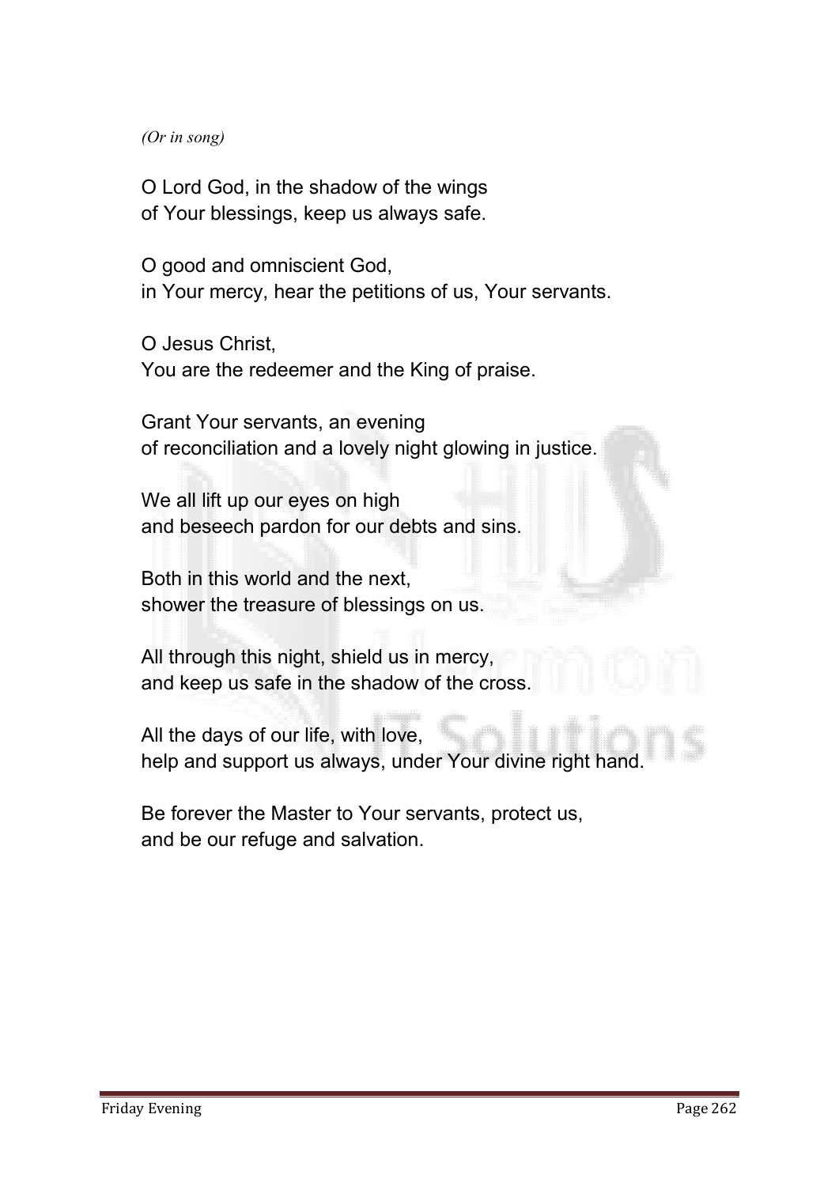*(Or in song)*

O Lord God, in the shadow of the wings
of Your blessings, keep us always safe.

O good and omniscient God,
in Your mercy, hear the petitions of us, Your servants.

O Jesus Christ,
You are the redeemer and the King of praise.

Grant Your servants, an evening
of reconciliation and a lovely night glowing in justice.

We all lift up our eyes on high
and beseech pardon for our debts and sins.

Both in this world and the next,
shower the treasure of blessings on us.

All through this night, shield us in mercy,
and keep us safe in the shadow of the cross.

All the days of our life, with love,
help and support us always, under Your divine right hand.

Be forever the Master to Your servants, protect us,
and be our refuge and salvation.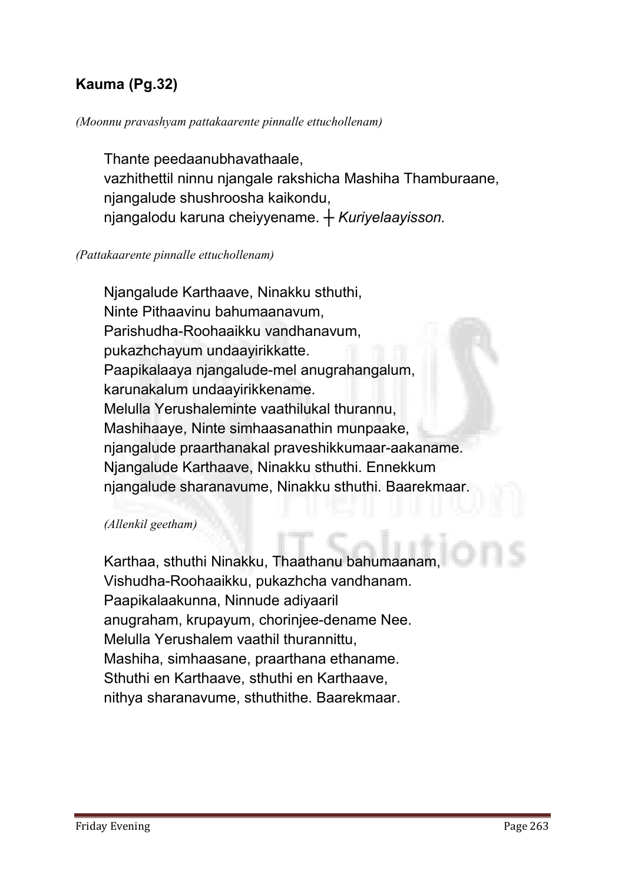## **Kauma (Pg.32)**

*(Moonnu pravashyam pattakaarente pinnalle ettuchollenam)*

Thante peedaanubhavathaale,
vazhithettil ninnu njangale rakshicha Mashiha Thamburaane,
njangalude shushroosha kaikondu,
njangalodu karuna cheiyyename. ┼ *Kuriyelaayisson.*

*(Pattakaarente pinnalle ettuchollenam)*

Njangalude Karthaave, Ninakku sthuthi,
Ninte Pithaavinu bahumaanavum,
Parishudha-Roohaaikku vandhanavum,
pukazhchayum undaayirikkatte.
Paapikalaaya njangalude-mel anugrahangalum,
karunakalum undaayirikkename.
Melulla Yerushaleminte vaathilukal thurannu,
Mashihaaye, Ninte simhaasanathin munpaake,
njangalude praarthanakal praveshikkumaar-aakaname.
Njangalude Karthaave, Ninakku sthuthi. Ennekkum
njangalude sharanavume, Ninakku sthuthi. Baarekmaar.

*(Allenkil geetham)*

Karthaa, sthuthi Ninakku, Thaathanu bahumaanam,
Vishudha-Roohaaikku, pukazhcha vandhanam.
Paapikalaakunna, Ninnude adiyaaril
anugraham, krupayum, chorinjee-dename Nee.
Melulla Yerushalem vaathil thurannittu,
Mashiha, simhaasane, praarthana ethaname.
Sthuthi en Karthaave, sthuthi en Karthaave,
nithya sharanavume, sthuthithe. Baarekmaar.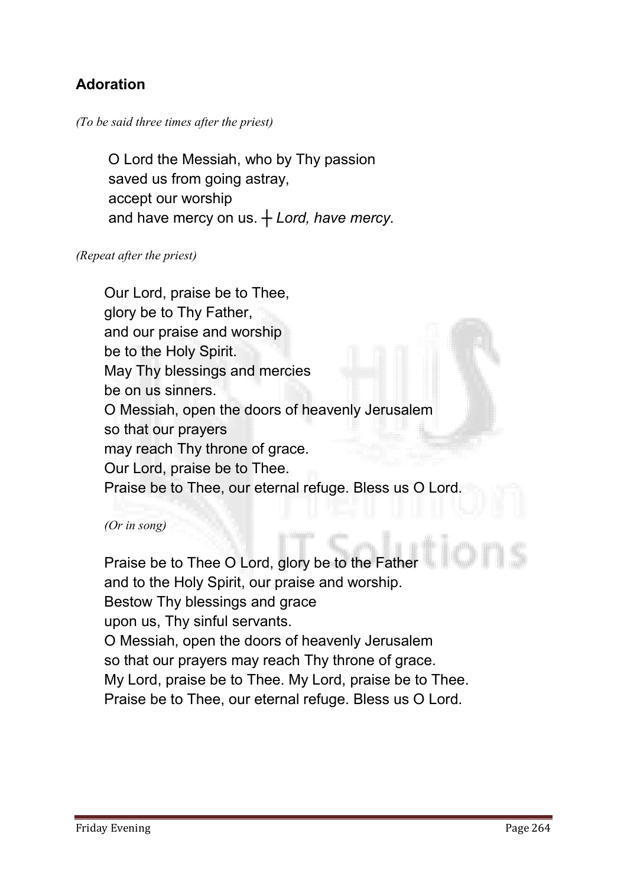## Adoration

*(To be said three times after the priest)*

O Lord the Messiah, who by Thy passion
saved us from going astray,
accept our worship
and have mercy on us. ┼ *Lord, have mercy.*

*(Repeat after the priest)*

Our Lord, praise be to Thee,
glory be to Thy Father,
and our praise and worship
be to the Holy Spirit.
May Thy blessings and mercies
be on us sinners.
O Messiah, open the doors of heavenly Jerusalem
so that our prayers
may reach Thy throne of grace.
Our Lord, praise be to Thee.
Praise be to Thee, our eternal refuge. Bless us O Lord.

*(Or in song)*

Praise be to Thee O Lord, glory be to the Father
and to the Holy Spirit, our praise and worship.
Bestow Thy blessings and grace
upon us, Thy sinful servants.
O Messiah, open the doors of heavenly Jerusalem
so that our prayers may reach Thy throne of grace.
My Lord, praise be to Thee. My Lord, praise be to Thee.
Praise be to Thee, our eternal refuge. Bless us O Lord.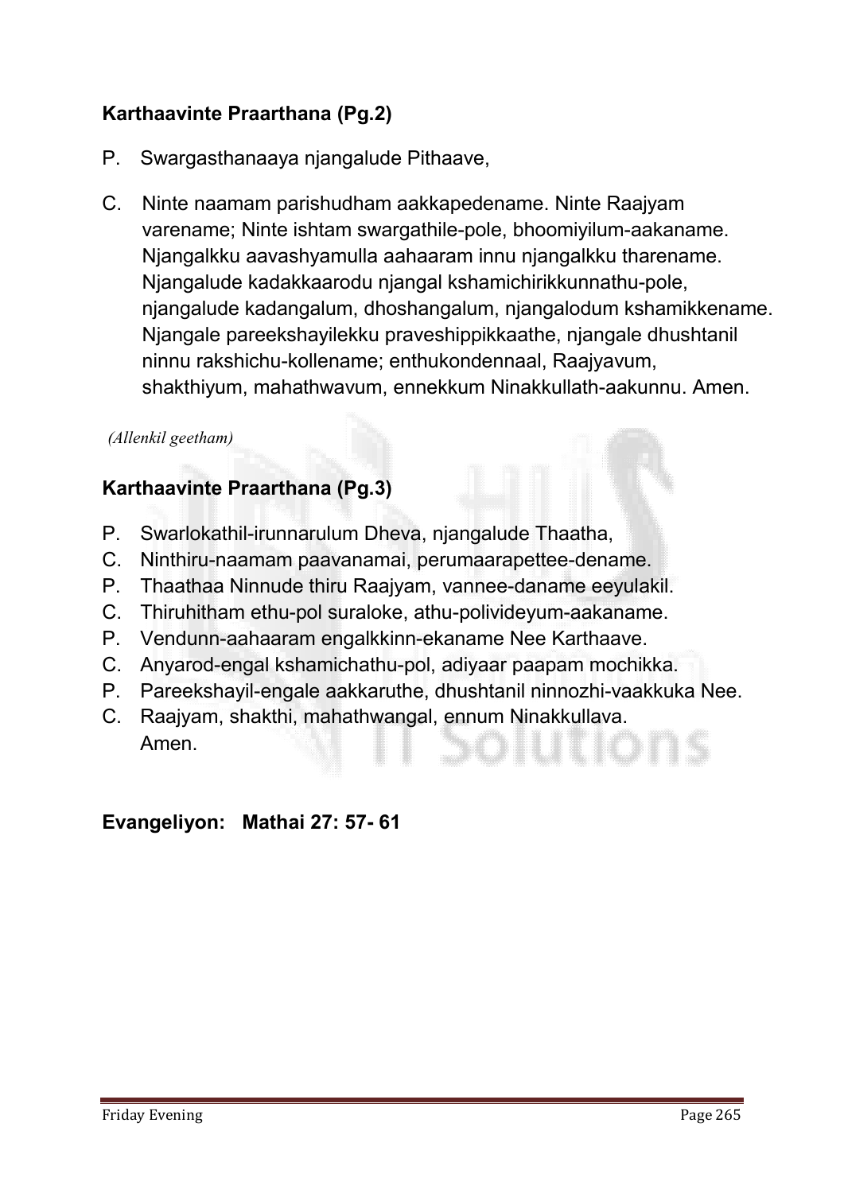**Karthaavinte Praarthana (Pg.2)**

P. Swargasthanaaya njangalude Pithaave,

C. Ninte naamam parishudham aakkapedename. Ninte Raajyam varename; Ninte ishtam swargathile-pole, bhoomiyilum-aakaname. Njangalkku aavashyamulla aahaaram innu njangalkku tharename. Njangalude kadakkaarodu njangal kshamichirikkunnathu-pole, njangalude kadangalum, dhoshangalum, njangalodum kshamikkename. Njangale pareekshayilekku praveshippikkaathe, njangale dhushtanil ninnu rakshichu-kollename; enthukondennaal, Raajyavum, shakthiyum, mahathwavum, ennekkum Ninakkullath-aakunnu. Amen.

*(Allenkil geetham)*

**Karthaavinte Praarthana (Pg.3)**

P. Swarlokathil-irunnarulum Dheva, njangalude Thaatha,
C. Ninthiru-naamam paavanamai, perumaarapettee-dename.
P. Thaathaa Ninnude thiru Raajyam, vannee-daname eeyulakil.
C. Thiruhitham ethu-pol suraloke, athu-polivideyum-aakaname.
P. Vendunn-aahaaram engalkkinn-ekaname Nee Karthaave.
C. Anyarod-engal kshamichathu-pol, adiyaar paapam mochikka.
P. Pareekshayil-engale aakkaruthe, dhushtanil ninnozhi-vaakkuka Nee.
C. Raajyam, shakthi, mahathwangal, ennum Ninakkullava.
Amen.

**Evangeliyon: Mathai 27: 57- 61**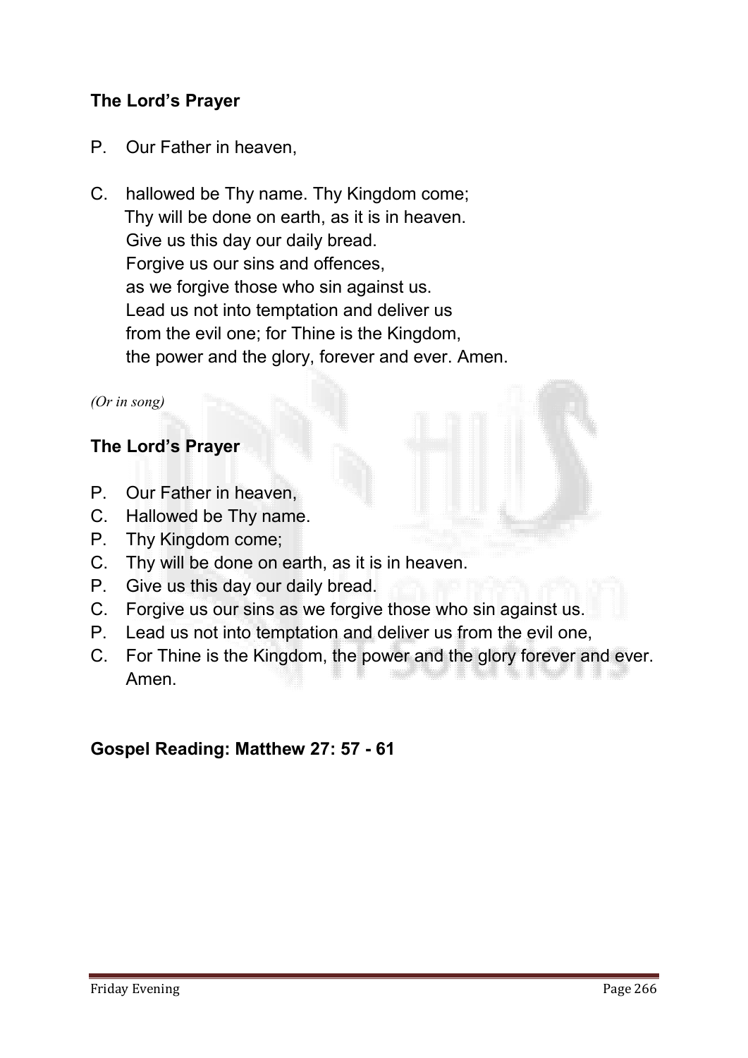### The Lord's Prayer

P. Our Father in heaven,

C. hallowed be Thy name. Thy Kingdom come;
Thy will be done on earth, as it is in heaven.
Give us this day our daily bread.
Forgive us our sins and offences,
as we forgive those who sin against us.
Lead us not into temptation and deliver us
from the evil one; for Thine is the Kingdom,
the power and the glory, forever and ever. Amen.

*(Or in song)*

### The Lord's Prayer

P. Our Father in heaven,
C. Hallowed be Thy name.
P. Thy Kingdom come;
C. Thy will be done on earth, as it is in heaven.
P. Give us this day our daily bread.
C. Forgive us our sins as we forgive those who sin against us.
P. Lead us not into temptation and deliver us from the evil one,
C. For Thine is the Kingdom, the power and the glory forever and ever. Amen.

### Gospel Reading: Matthew 27: 57 - 61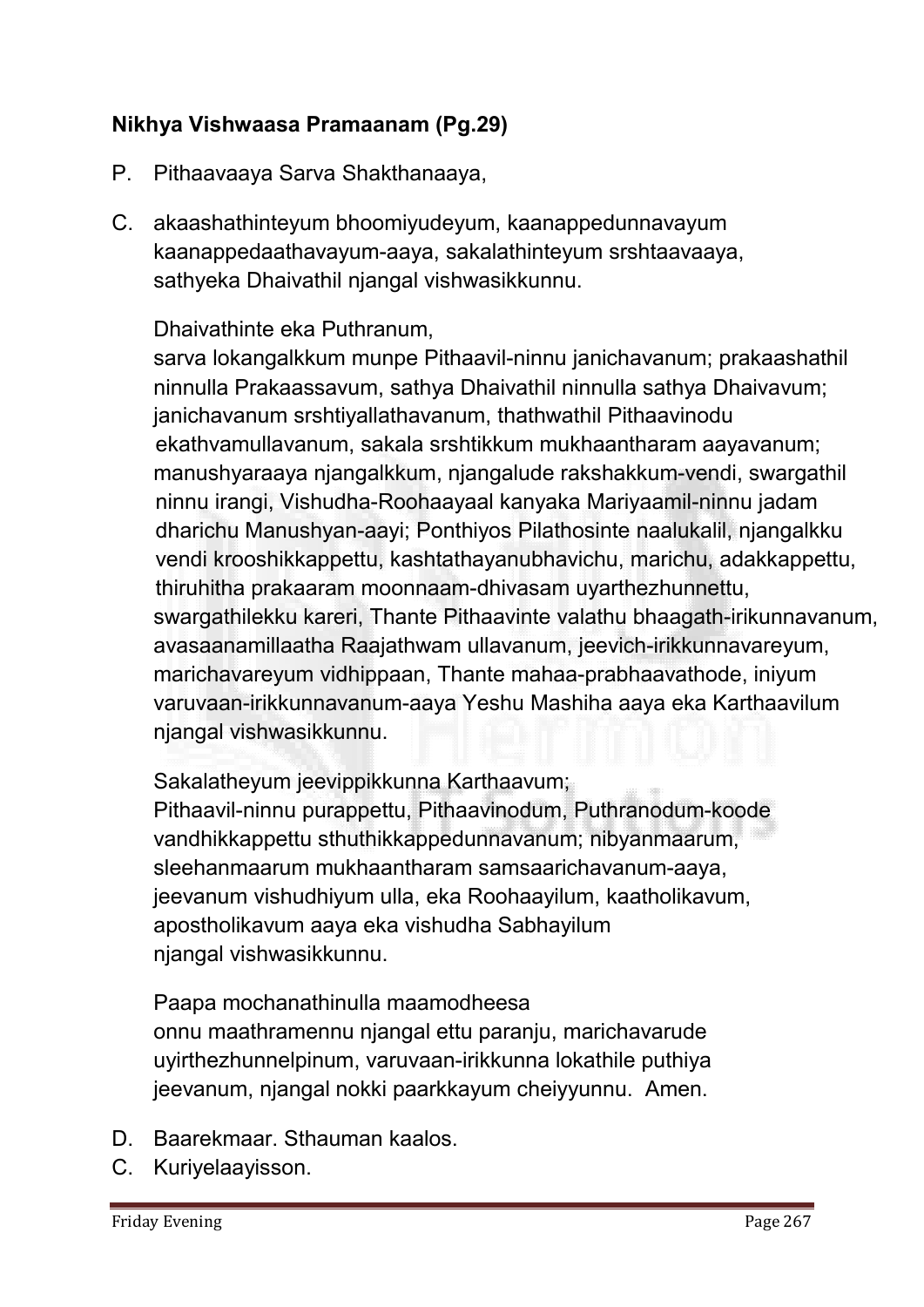**Nikhya Vishwaasa Pramaanam (Pg.29)**

P. Pithaavaaya Sarva Shakthanaaya,

C. akaashathinteyum bhoomiyudeyum, kaanappedunnavayum kaanappedaathavayum-aaya, sakalathinteyum srshtaavaaya, sathyeka Dhaivathil njangal vishwasikkunnu.

Dhaivathinte eka Puthranum,
sarva lokangalkkum munpe Pithaavil-ninnu janichavanum; prakaashathil ninnulla Prakaassavum, sathya Dhaivathil ninnulla sathya Dhaivavum; janichavanum srshtiyallathavanum, thathwathil Pithaavinodu ekathvamullavanum, sakala srshtikkum mukhaantharam aayavanum; manushyaraaya njangalkkum, njangalude rakshakkum-vendi, swargathil ninnu irangi, Vishudha-Roohaayaal kanyaka Mariyaamil-ninnu jadam dharichu Manushyan-aayi; Ponthiyos Pilathosinte naalukalil, njangalkku vendi krooshikkappettu, kashtathayanubhavichu, marichu, adakkappettu, thiruhitha prakaaram moonnaam-dhivasam uyarthezhunnettu, swargathilekku kareri, Thante Pithaavinte valathu bhaagath-irikunnavanum, avasaanamillaatha Raajathwam ullavanum, jeevich-irikkunnavareyum, marichavareyum vidhippaan, Thante mahaa-prabhaavathode, iniyum varuvaan-irikkunnavanum-aaya Yeshu Mashiha aaya eka Karthaavilum njangal vishwasikkunnu.

Sakalatheyum jeevippikkunna Karthaavum;
Pithaavil-ninnu purappettu, Pithaavinodum, Puthranodum-koode vandhikkappettu sthuthikkappedunnavanum; nibyanmaarum, sleehanmaarum mukhaantharam samsaarichavanum-aaya, jeevanum vishudhiyum ulla, eka Roohaayilum, kaatholikavum, apostholikavum aaya eka vishudha Sabhayilum njangal vishwasikkunnu.

Paapa mochanathinulla maamodheesa
onnu maathramennu njangal ettu paranju, marichavarude uyirthezhunnelpinum, varuvaan-irikkunna lokathile puthiya jeevanum, njangal nokki paarkkayum cheiyyunnu. Amen.

D. Baarekmaar. Sthauman kaalos.

C. Kuriyelaayisson.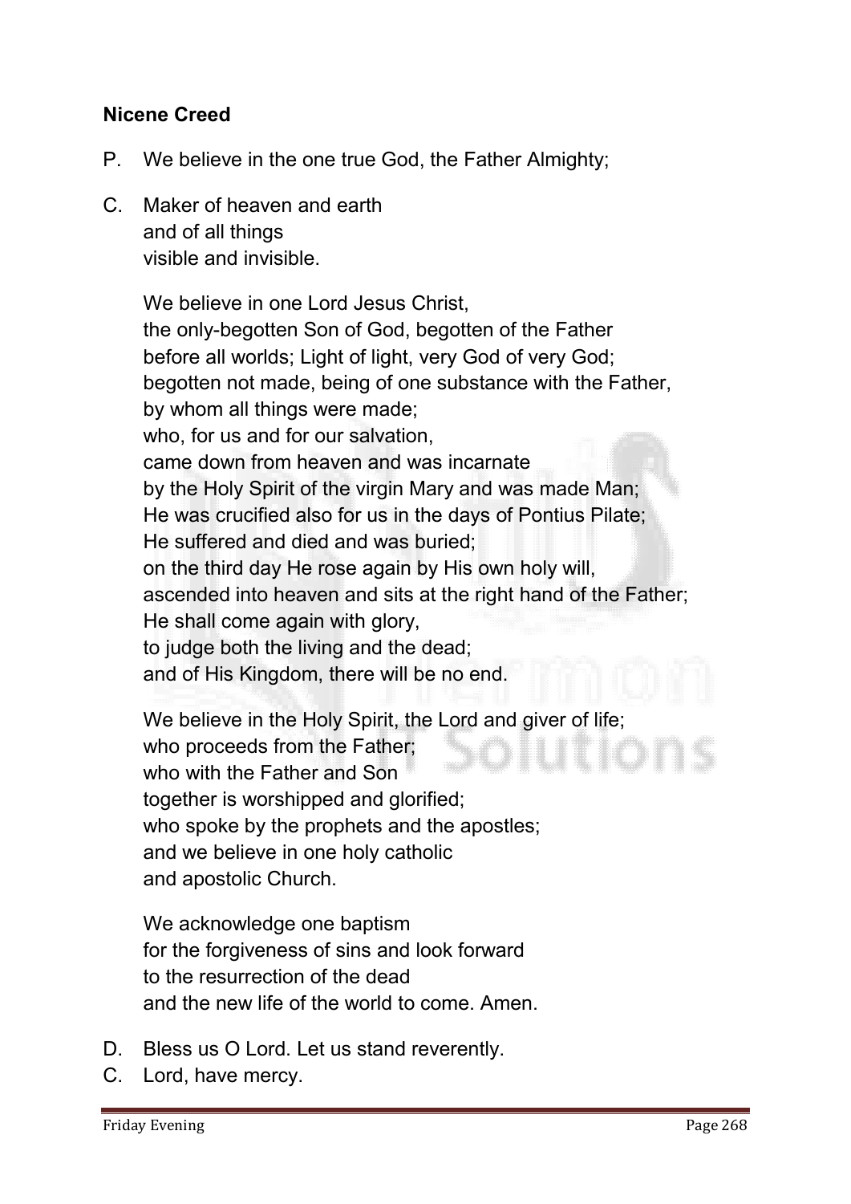**Nicene Creed**

P. We believe in the one true God, the Father Almighty;

C. Maker of heaven and earth
and of all things
visible and invisible.

We believe in one Lord Jesus Christ,
the only-begotten Son of God, begotten of the Father
before all worlds; Light of light, very God of very God;
begotten not made, being of one substance with the Father,
by whom all things were made;
who, for us and for our salvation,
came down from heaven and was incarnate
by the Holy Spirit of the virgin Mary and was made Man;
He was crucified also for us in the days of Pontius Pilate;
He suffered and died and was buried;
on the third day He rose again by His own holy will,
ascended into heaven and sits at the right hand of the Father;
He shall come again with glory,
to judge both the living and the dead;
and of His Kingdom, there will be no end.

We believe in the Holy Spirit, the Lord and giver of life;
who proceeds from the Father;
who with the Father and Son
together is worshipped and glorified;
who spoke by the prophets and the apostles;
and we believe in one holy catholic
and apostolic Church.

We acknowledge one baptism
for the forgiveness of sins and look forward
to the resurrection of the dead
and the new life of the world to come. Amen.

D. Bless us O Lord. Let us stand reverently.

C. Lord, have mercy.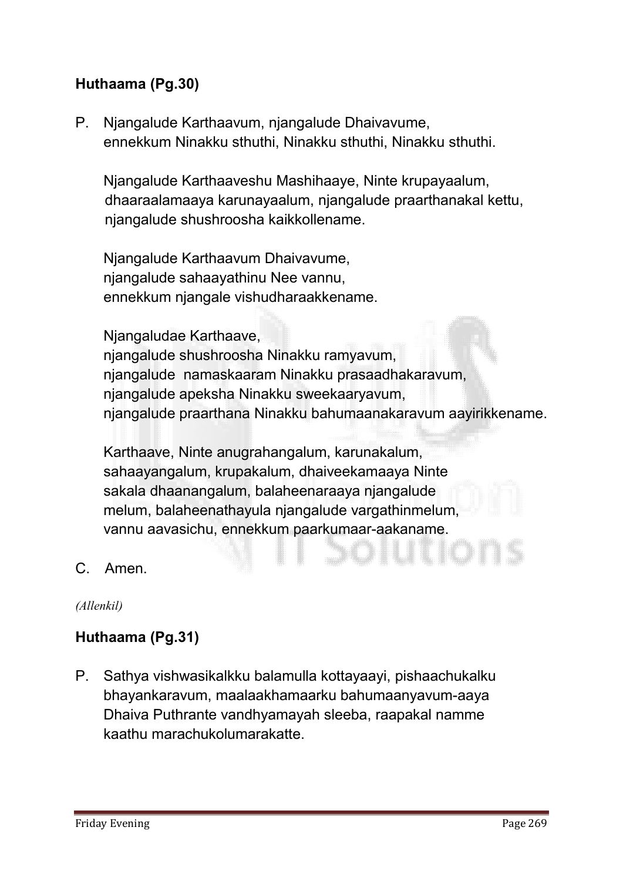**Huthaama (Pg.30)**

P. Njangalude Karthaavum, njangalude Dhaivavume,
ennekkum Ninakku sthuthi, Ninakku sthuthi, Ninakku sthuthi.

Njangalude Karthaaveshu Mashihaaye, Ninte krupayaalum,
dhaaraalamaaya karunayaalum, njangalude praarthanakal kettu,
njangalude shushroosha kaikkollename.

Njangalude Karthaavum Dhaivavume,
njangalude sahaayathinu Nee vannu,
ennekkum njangale vishudharaakkename.

Njangaludae Karthaave,
njangalude shushroosha Ninakku ramyavum,
njangalude namaskaaram Ninakku prasaadhakaravum,
njangalude apeksha Ninakku sweekaaryavum,
njangalude praarthana Ninakku bahumaanakaravum aayirikkename.

Karthaave, Ninte anugrahangalum, karunakalum,
sahaayangalum, krupakalum, dhaiveekamaaya Ninte
sakala dhaanangalum, balaheenaraaya njangalude
melum, balaheenathayula njangalude vargathinmelum,
vannu aavasichu, ennekkum paarkumaar-aakaname.

C. Amen.

*(Allenkil)*

**Huthaama (Pg.31)**

P. Sathya vishwasikalkku balamulla kottayaayi, pishaachukalku
bhayankaravum, maalaakhamaarku bahumaanyavum-aaya
Dhaiva Puthrante vandhyamayah sleeba, raapakal namme
kaathu marachukolumarakatte.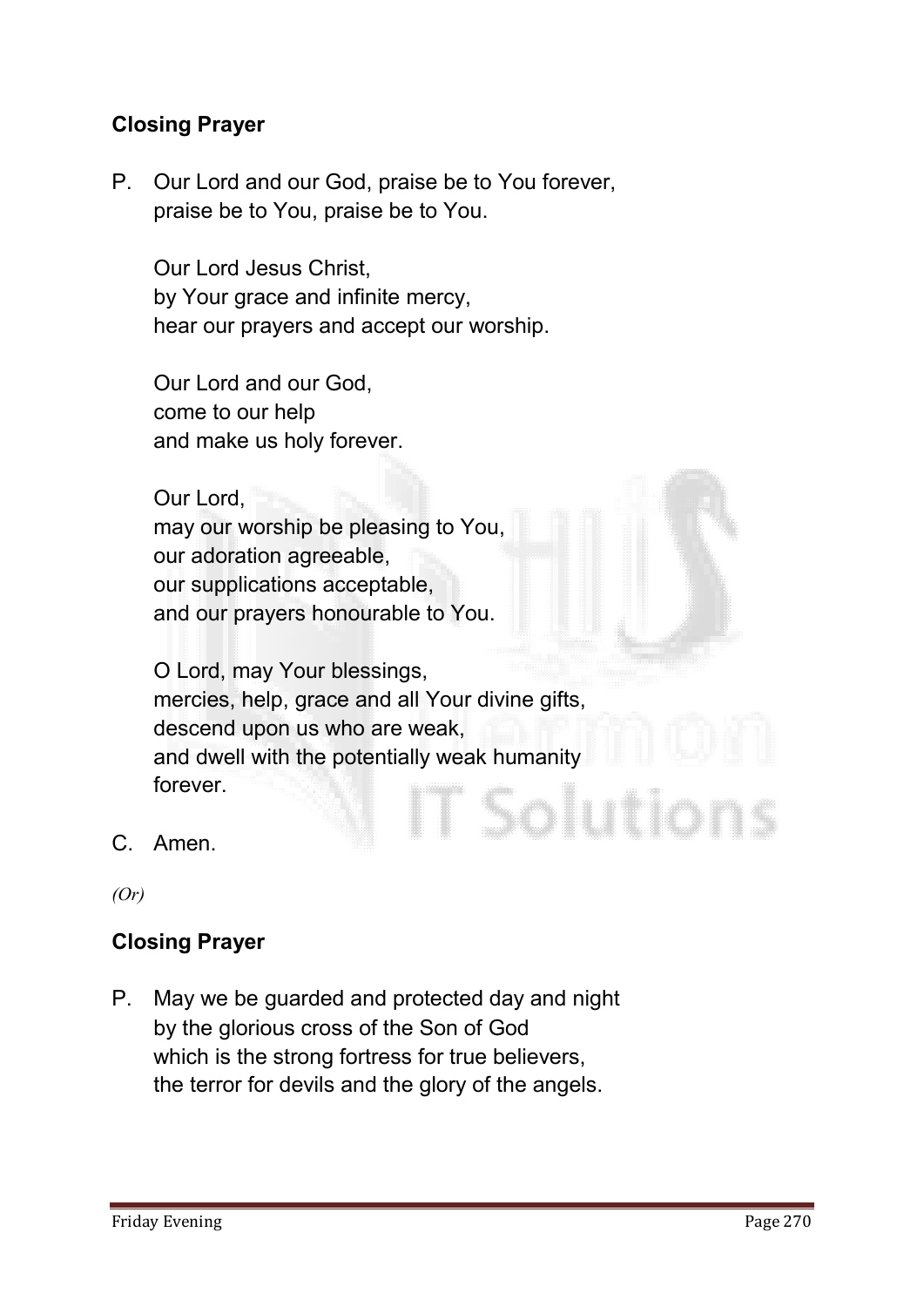**Closing Prayer**

P. Our Lord and our God, praise be to You forever,
praise be to You, praise be to You.

Our Lord Jesus Christ,
by Your grace and infinite mercy,
hear our prayers and accept our worship.

Our Lord and our God,
come to our help
and make us holy forever.

Our Lord,
may our worship be pleasing to You,
our adoration agreeable,
our supplications acceptable,
and our prayers honourable to You.

O Lord, may Your blessings,
mercies, help, grace and all Your divine gifts,
descend upon us who are weak,
and dwell with the potentially weak humanity
forever.

C. Amen.

*(Or)*

**Closing Prayer**

P. May we be guarded and protected day and night
by the glorious cross of the Son of God
which is the strong fortress for true believers,
the terror for devils and the glory of the angels.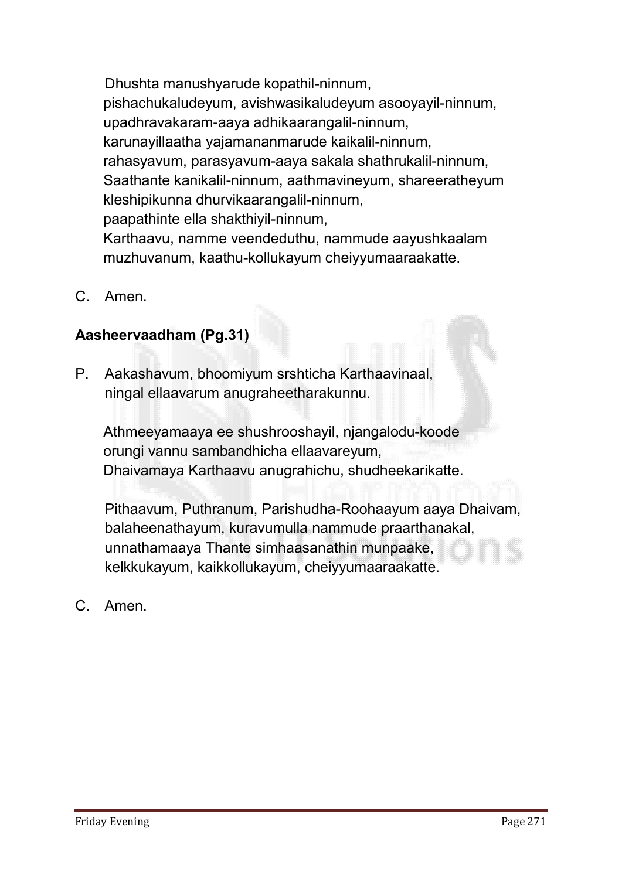Dhushta manushyarude kopathil-ninnum,
pishachukaludeyum, avishwasikaludeyum asooyayil-ninnum,
upadhravakaram-aaya adhikaarangalil-ninnum,
karunayillaatha yajamananmarude kaikalil-ninnum,
rahasyavum, parasyavum-aaya sakala shathrukalil-ninnum,
Saathante kanikalil-ninnum, aathmavineyum, shareeratheyum
kleshipikunna dhurvikaarangalil-ninnum,
paapathinte ella shakthiyil-ninnum,
Karthaavu, namme veendeduthu, nammude aayushkaalam
muzhuvanum, kaathu-kollukayum cheiyyumaaraakatte.

C. Amen.

**Aasheervaadham (Pg.31)**

P. Aakashavum, bhoomiyum srshticha Karthaavinaal,
ningal ellaavarum anugraheetharakunnu.

Athmeeyamaaya ee shushrooshayil, njangalodu-koode
orungi vannu sambandhicha ellaavareyum,
Dhaivamaya Karthaavu anugrahichu, shudheekarikatte.

Pithaavum, Puthranum, Parishudha-Roohaayum aaya Dhaivam,
balaheenathayum, kuravumulla nammude praarthanakal,
unnathamaaya Thante simhaasanathin munpaake,
kelkkukayum, kaikkollukayum, cheiyyumaaraakatte.

C. Amen.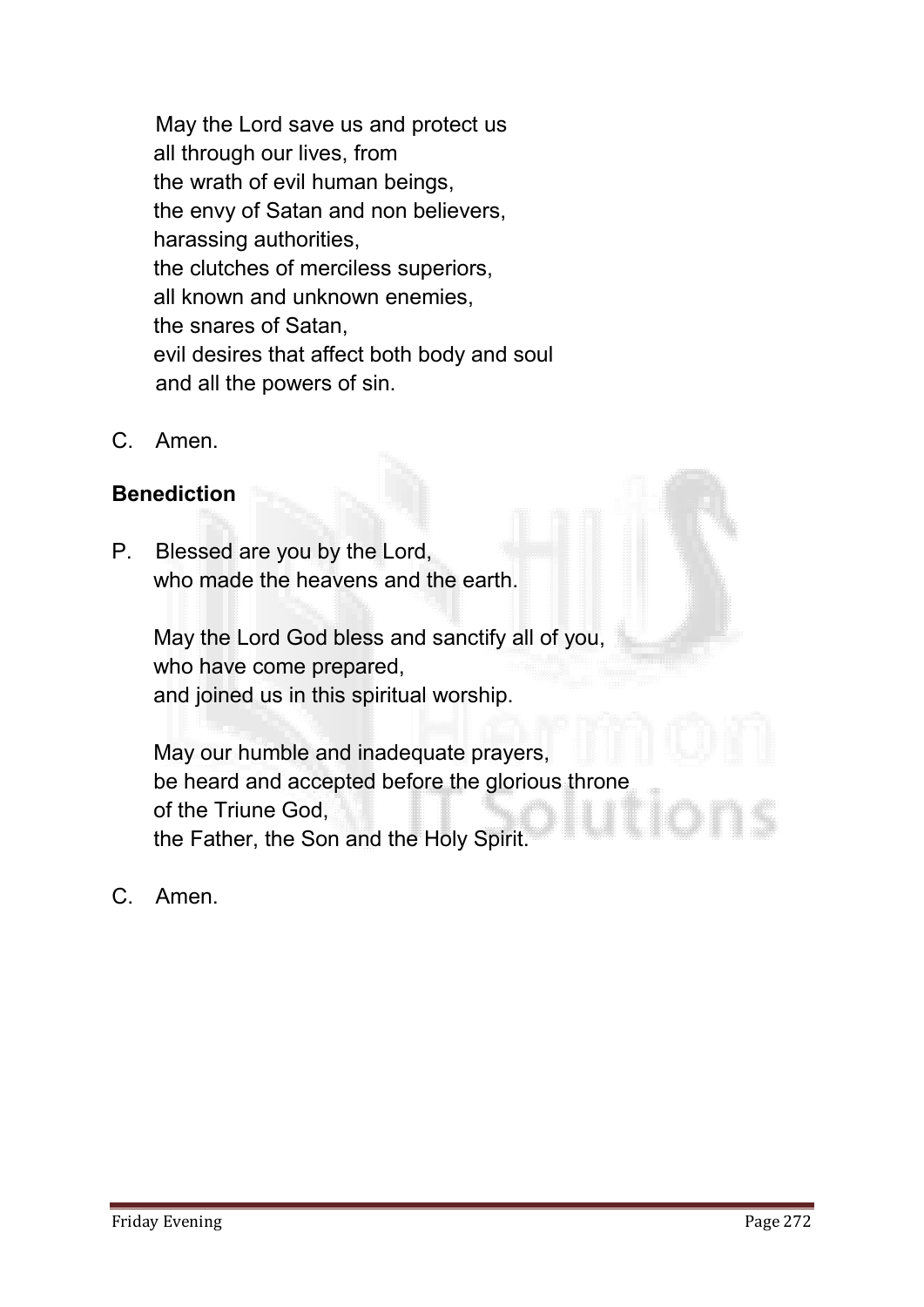May the Lord save us and protect us
all through our lives, from
the wrath of evil human beings,
the envy of Satan and non believers,
harassing authorities,
the clutches of merciless superiors,
all known and unknown enemies,
the snares of Satan,
evil desires that affect both body and soul
and all the powers of sin.

C. Amen.

**Benediction**

P. Blessed are you by the Lord,
who made the heavens and the earth.

May the Lord God bless and sanctify all of you,
who have come prepared,
and joined us in this spiritual worship.

May our humble and inadequate prayers,
be heard and accepted before the glorious throne
of the Triune God,
the Father, the Son and the Holy Spirit.

C. Amen.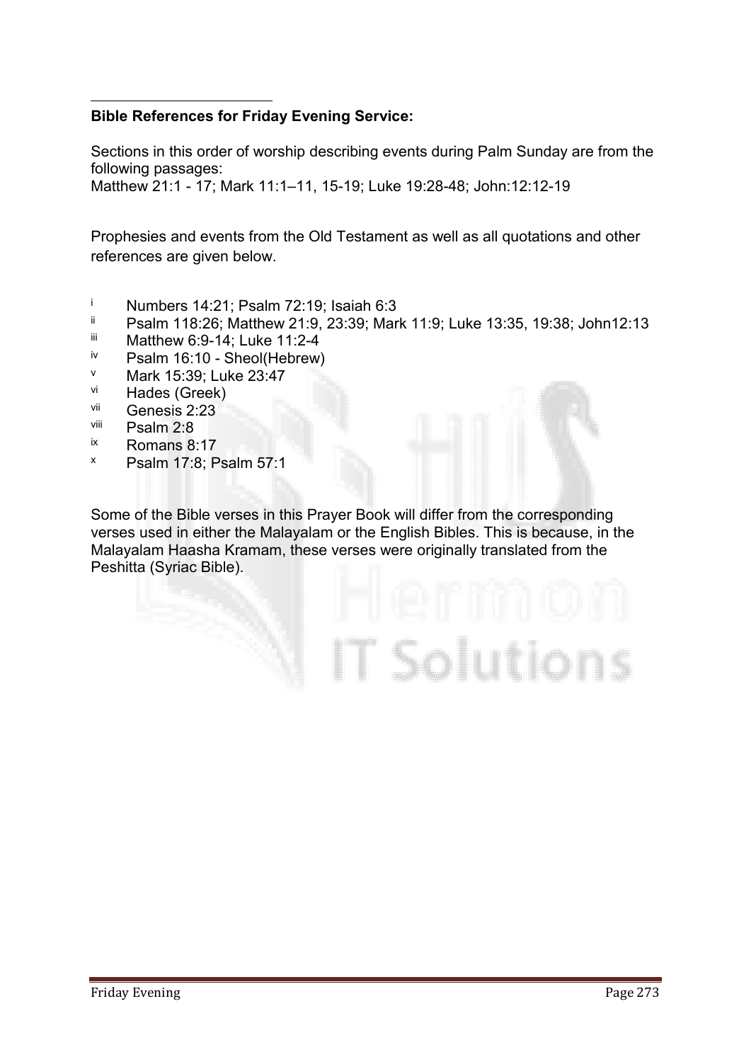**Bible References for Friday Evening Service:**

Sections in this order of worship describing events during Palm Sunday are from the following passages:
Matthew 21:1 - 17; Mark 11:1–11, 15-19; Luke 19:28-48; John:12:12-19

Prophesies and events from the Old Testament as well as all quotations and other references are given below.

[i] Numbers 14:21; Psalm 72:19; Isaiah 6:3
[ii] Psalm 118:26; Matthew 21:9, 23:39; Mark 11:9; Luke 13:35, 19:38; John12:13
[iii] Matthew 6:9-14; Luke 11:2-4
[iv] Psalm 16:10 - Sheol(Hebrew)
[v] Mark 15:39; Luke 23:47
[vi] Hades (Greek)
[vii] Genesis 2:23
[viii] Psalm 2:8
[ix] Romans 8:17
[x] Psalm 17:8; Psalm 57:1

Some of the Bible verses in this Prayer Book will differ from the corresponding verses used in either the Malayalam or the English Bibles. This is because, in the Malayalam Haasha Kramam, these verses were originally translated from the Peshitta (Syriac Bible).